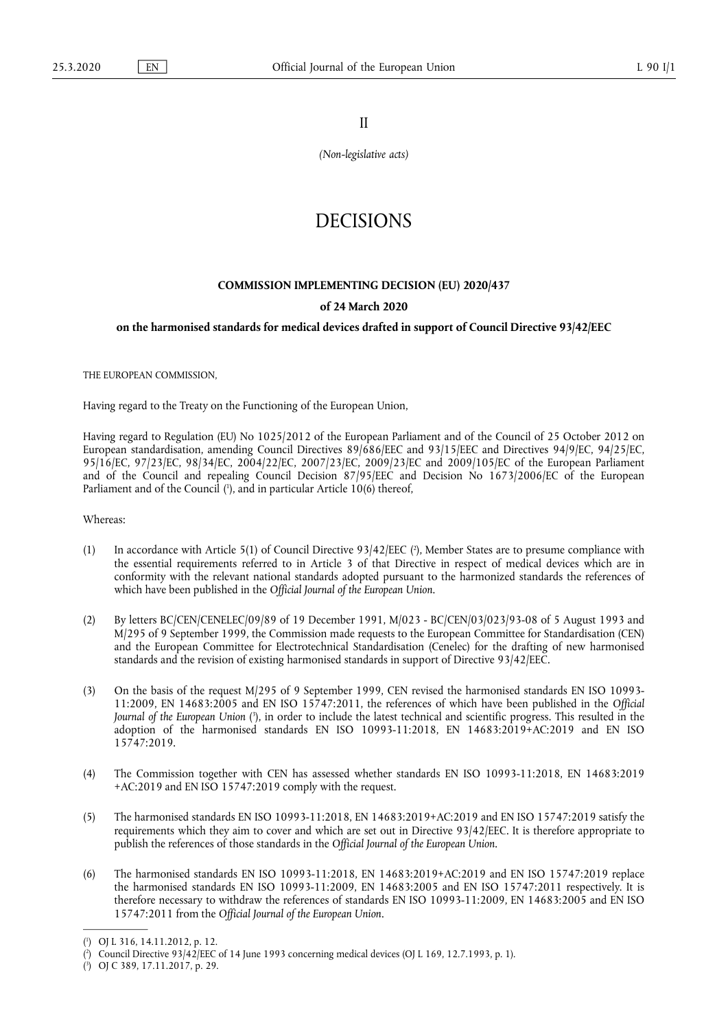II

*(Non-legislative acts)*

# DECISIONS

## COMMISSION IMPLEMENTING DECISION (EU) 2020/437

### of 24 March 2020

### on the harmonised standards for medical devices drafted in support of Council Directive 93/42/EEC

THE EUROPEAN COMMISSION,

Having regard to the Treaty on the Functioning of the European Union,

Having regard to Regulation (EU) No 1025/2012 of the European Parliament and of the Council of 25 October 2012 on European standardisation, amending Council Directives 89/686/EEC and 93/15/EEC and Directives 94/9/EC, 94/25/EC, 95/16/EC, 97/23/EC, 98/34/EC, 2004/22/EC, 2007/23/EC, 2009/23/EC and 2009/105/EC of the European Parliament and of the Council and repealing Council Decision 87/95/EEC and Decision No 1673/2006/EC of the European Parliament and of the Council ([1]), and in particular Article 10(6) thereof,

Whereas:

(1) In accordance with Article 5(1) of Council Directive 93/42/EEC ([2]), Member States are to presume compliance with the essential requirements referred to in Article 3 of that Directive in respect of medical devices which are in conformity with the relevant national standards adopted pursuant to the harmonized standards the references of which have been published in the *Official Journal of the European Union*.

(2) By letters BC/CEN/CENELEC/09/89 of 19 December 1991, M/023 - BC/CEN/03/023/93-08 of 5 August 1993 and M/295 of 9 September 1999, the Commission made requests to the European Committee for Standardisation (CEN) and the European Committee for Electrotechnical Standardisation (Cenelec) for the drafting of new harmonised standards and the revision of existing harmonised standards in support of Directive 93/42/EEC.

(3) On the basis of the request M/295 of 9 September 1999, CEN revised the harmonised standards EN ISO 10993-11:2009, EN 14683:2005 and EN ISO 15747:2011, the references of which have been published in the *Official Journal of the European Union* ([3]), in order to include the latest technical and scientific progress. This resulted in the adoption of the harmonised standards EN ISO 10993-11:2018, EN 14683:2019+AC:2019 and EN ISO 15747:2019.

(4) The Commission together with CEN has assessed whether standards EN ISO 10993-11:2018, EN 14683:2019 +AC:2019 and EN ISO 15747:2019 comply with the request.

(5) The harmonised standards EN ISO 10993-11:2018, EN 14683:2019+AC:2019 and EN ISO 15747:2019 satisfy the requirements which they aim to cover and which are set out in Directive 93/42/EEC. It is therefore appropriate to publish the references of those standards in the *Official Journal of the European Union*.

(6) The harmonised standards EN ISO 10993-11:2018, EN 14683:2019+AC:2019 and EN ISO 15747:2019 replace the harmonised standards EN ISO 10993-11:2009, EN 14683:2005 and EN ISO 15747:2011 respectively. It is therefore necessary to withdraw the references of standards EN ISO 10993-11:2009, EN 14683:2005 and EN ISO 15747:2011 from the *Official Journal of the European Union*.

---

([1]) OJ L 316, 14.11.2012, p. 12.

([2]) Council Directive 93/42/EEC of 14 June 1993 concerning medical devices (OJ L 169, 12.7.1993, p. 1).

([3]) OJ C 389, 17.11.2017, p. 29.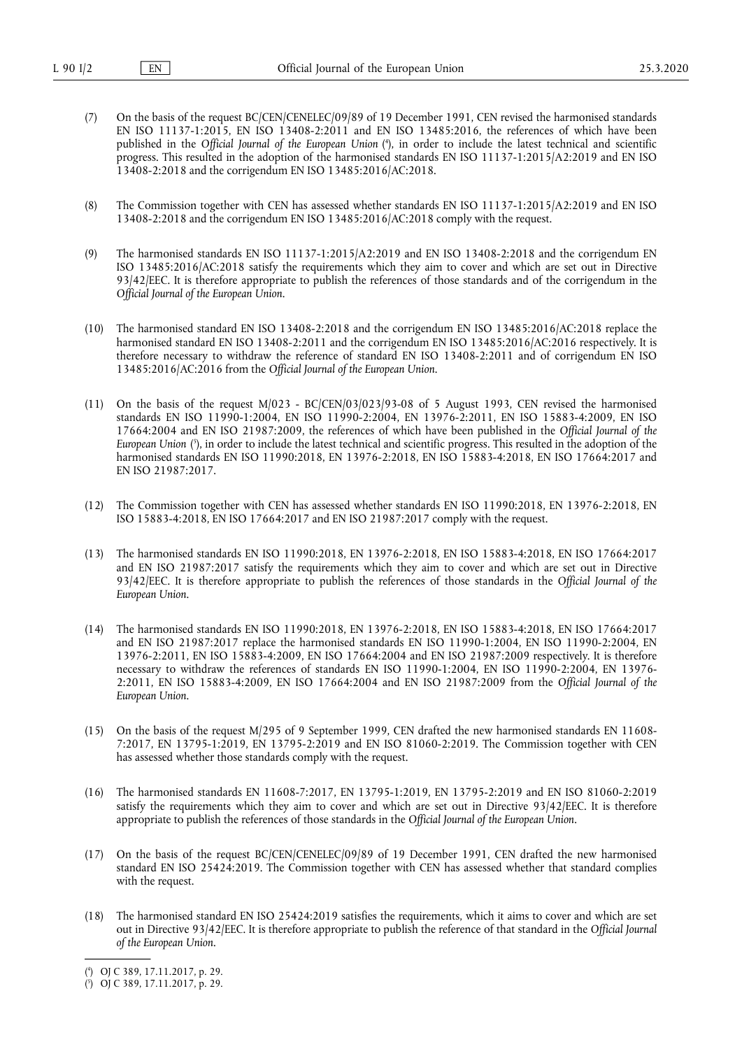(7) On the basis of the request BC/CEN/CENELEC/09/89 of 19 December 1991, CEN revised the harmonised standards EN ISO 11137-1:2015, EN ISO 13408-2:2011 and EN ISO 13485:2016, the references of which have been published in the *Official Journal of the European Union* [4], in order to include the latest technical and scientific progress. This resulted in the adoption of the harmonised standards EN ISO 11137-1:2015/A2:2019 and EN ISO 13408-2:2018 and the corrigendum EN ISO 13485:2016/AC:2018.

(8) The Commission together with CEN has assessed whether standards EN ISO 11137-1:2015/A2:2019 and EN ISO 13408-2:2018 and the corrigendum EN ISO 13485:2016/AC:2018 comply with the request.

(9) The harmonised standards EN ISO 11137-1:2015/A2:2019 and EN ISO 13408-2:2018 and the corrigendum EN ISO 13485:2016/AC:2018 satisfy the requirements which they aim to cover and which are set out in Directive 93/42/EEC. It is therefore appropriate to publish the references of those standards and of the corrigendum in the *Official Journal of the European Union*.

(10) The harmonised standard EN ISO 13408-2:2018 and the corrigendum EN ISO 13485:2016/AC:2018 replace the harmonised standard EN ISO 13408-2:2011 and the corrigendum EN ISO 13485:2016/AC:2016 respectively. It is therefore necessary to withdraw the reference of standard EN ISO 13408-2:2011 and of corrigendum EN ISO 13485:2016/AC:2016 from the *Official Journal of the European Union*.

(11) On the basis of the request M/023 - BC/CEN/03/023/93-08 of 5 August 1993, CEN revised the harmonised standards EN ISO 11990-1:2004, EN ISO 11990-2:2004, EN 13976-2:2011, EN ISO 15883-4:2009, EN ISO 17664:2004 and EN ISO 21987:2009, the references of which have been published in the *Official Journal of the European Union* [5], in order to include the latest technical and scientific progress. This resulted in the adoption of the harmonised standards EN ISO 11990:2018, EN 13976-2:2018, EN ISO 15883-4:2018, EN ISO 17664:2017 and EN ISO 21987:2017.

(12) The Commission together with CEN has assessed whether standards EN ISO 11990:2018, EN 13976-2:2018, EN ISO 15883-4:2018, EN ISO 17664:2017 and EN ISO 21987:2017 comply with the request.

(13) The harmonised standards EN ISO 11990:2018, EN 13976-2:2018, EN ISO 15883-4:2018, EN ISO 17664:2017 and EN ISO 21987:2017 satisfy the requirements which they aim to cover and which are set out in Directive 93/42/EEC. It is therefore appropriate to publish the references of those standards in the *Official Journal of the European Union*.

(14) The harmonised standards EN ISO 11990:2018, EN 13976-2:2018, EN ISO 15883-4:2018, EN ISO 17664:2017 and EN ISO 21987:2017 replace the harmonised standards EN ISO 11990-1:2004, EN ISO 11990-2:2004, EN 13976-2:2011, EN ISO 15883-4:2009, EN ISO 17664:2004 and EN ISO 21987:2009 respectively. It is therefore necessary to withdraw the references of standards EN ISO 11990-1:2004, EN ISO 11990-2:2004, EN 13976-2:2011, EN ISO 15883-4:2009, EN ISO 17664:2004 and EN ISO 21987:2009 from the *Official Journal of the European Union*.

(15) On the basis of the request M/295 of 9 September 1999, CEN drafted the new harmonised standards EN 11608-7:2017, EN 13795-1:2019, EN 13795-2:2019 and EN ISO 81060-2:2019. The Commission together with CEN has assessed whether those standards comply with the request.

(16) The harmonised standards EN 11608-7:2017, EN 13795-1:2019, EN 13795-2:2019 and EN ISO 81060-2:2019 satisfy the requirements which they aim to cover and which are set out in Directive 93/42/EEC. It is therefore appropriate to publish the references of those standards in the *Official Journal of the European Union*.

(17) On the basis of the request BC/CEN/CENELEC/09/89 of 19 December 1991, CEN drafted the new harmonised standard EN ISO 25424:2019. The Commission together with CEN has assessed whether that standard complies with the request.

(18) The harmonised standard EN ISO 25424:2019 satisfies the requirements, which it aims to cover and which are set out in Directive 93/42/EEC. It is therefore appropriate to publish the reference of that standard in the *Official Journal of the European Union*.

---

[4] OJ C 389, 17.11.2017, p. 29.

[5] OJ C 389, 17.11.2017, p. 29.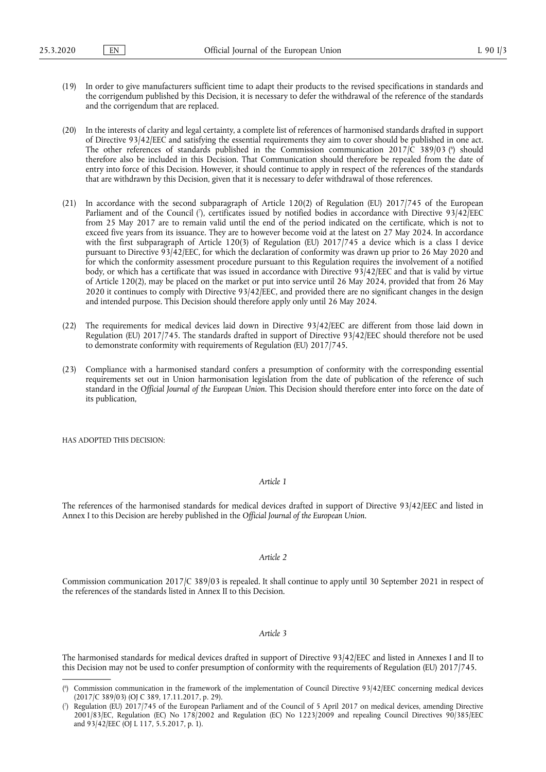(19) In order to give manufacturers sufficient time to adapt their products to the revised specifications in standards and the corrigendum published by this Decision, it is necessary to defer the withdrawal of the reference of the standards and the corrigendum that are replaced.

(20) In the interests of clarity and legal certainty, a complete list of references of harmonised standards drafted in support of Directive 93/42/EEC and satisfying the essential requirements they aim to cover should be published in one act. The other references of standards published in the Commission communication 2017/C 389/03 [6] should therefore also be included in this Decision. That Communication should therefore be repealed from the date of entry into force of this Decision. However, it should continue to apply in respect of the references of the standards that are withdrawn by this Decision, given that it is necessary to defer withdrawal of those references.

(21) In accordance with the second subparagraph of Article 120(2) of Regulation (EU) 2017/745 of the European Parliament and of the Council [7], certificates issued by notified bodies in accordance with Directive 93/42/EEC from 25 May 2017 are to remain valid until the end of the period indicated on the certificate, which is not to exceed five years from its issuance. They are to however become void at the latest on 27 May 2024. In accordance with the first subparagraph of Article 120(3) of Regulation (EU) 2017/745 a device which is a class I device pursuant to Directive 93/42/EEC, for which the declaration of conformity was drawn up prior to 26 May 2020 and for which the conformity assessment procedure pursuant to this Regulation requires the involvement of a notified body, or which has a certificate that was issued in accordance with Directive 93/42/EEC and that is valid by virtue of Article 120(2), may be placed on the market or put into service until 26 May 2024, provided that from 26 May 2020 it continues to comply with Directive 93/42/EEC, and provided there are no significant changes in the design and intended purpose. This Decision should therefore apply only until 26 May 2024.

(22) The requirements for medical devices laid down in Directive 93/42/EEC are different from those laid down in Regulation (EU) 2017/745. The standards drafted in support of Directive 93/42/EEC should therefore not be used to demonstrate conformity with requirements of Regulation (EU) 2017/745.

(23) Compliance with a harmonised standard confers a presumption of conformity with the corresponding essential requirements set out in Union harmonisation legislation from the date of publication of the reference of such standard in the *Official Journal of the European Union*. This Decision should therefore enter into force on the date of its publication,

HAS ADOPTED THIS DECISION:

*Article 1*

The references of the harmonised standards for medical devices drafted in support of Directive 93/42/EEC and listed in Annex I to this Decision are hereby published in the *Official Journal of the European Union*.

*Article 2*

Commission communication 2017/C 389/03 is repealed. It shall continue to apply until 30 September 2021 in respect of the references of the standards listed in Annex II to this Decision.

*Article 3*

The harmonised standards for medical devices drafted in support of Directive 93/42/EEC and listed in Annexes I and II to this Decision may not be used to confer presumption of conformity with the requirements of Regulation (EU) 2017/745.

---

[6] Commission communication in the framework of the implementation of Council Directive 93/42/EEC concerning medical devices (2017/C 389/03) (OJ C 389, 17.11.2017, p. 29).

[7] Regulation (EU) 2017/745 of the European Parliament and of the Council of 5 April 2017 on medical devices, amending Directive 2001/83/EC, Regulation (EC) No 178/2002 and Regulation (EC) No 1223/2009 and repealing Council Directives 90/385/EEC and 93/42/EEC (OJ L 117, 5.5.2017, p. 1).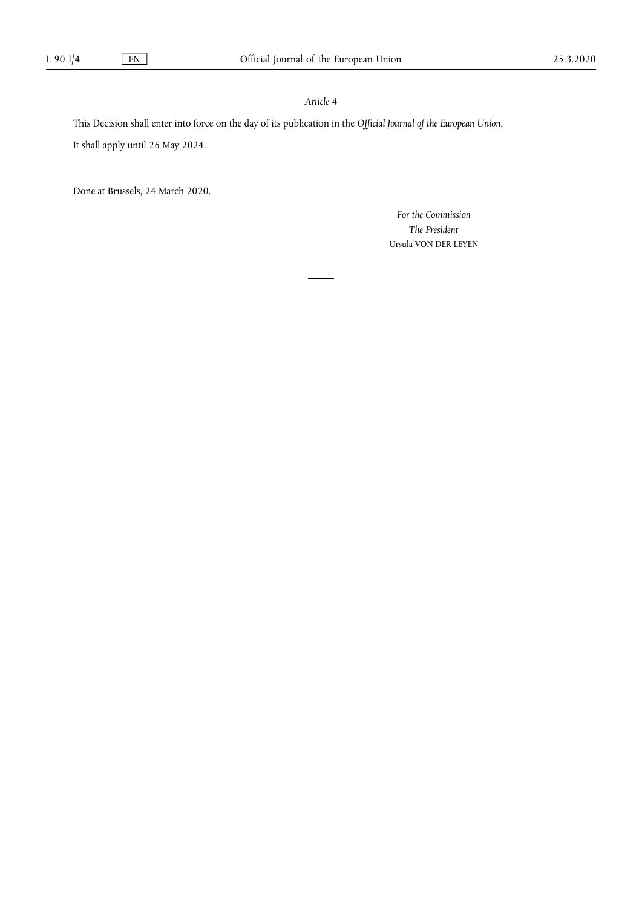*Article 4*

This Decision shall enter into force on the day of its publication in the *Official Journal of the European Union*.

It shall apply until 26 May 2024.

Done at Brussels, 24 March 2020.

*For the Commission*

*The President*

Ursula VON DER LEYEN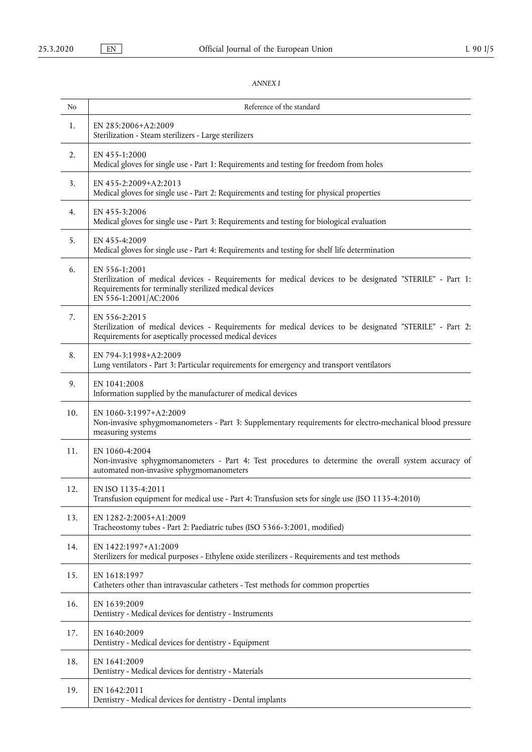*ANNEX I*

| No | Reference of the standard |
|---|---|
| 1. | EN 285:2006+A2:2009<br>Sterilization - Steam sterilizers - Large sterilizers |
| 2. | EN 455-1:2000<br>Medical gloves for single use - Part 1: Requirements and testing for freedom from holes |
| 3. | EN 455-2:2009+A2:2013<br>Medical gloves for single use - Part 2: Requirements and testing for physical properties |
| 4. | EN 455-3:2006<br>Medical gloves for single use - Part 3: Requirements and testing for biological evaluation |
| 5. | EN 455-4:2009<br>Medical gloves for single use - Part 4: Requirements and testing for shelf life determination |
| 6. | EN 556-1:2001<br>Sterilization of medical devices - Requirements for medical devices to be designated "STERILE" - Part 1: Requirements for terminally sterilized medical devices<br>EN 556-1:2001/AC:2006 |
| 7. | EN 556-2:2015<br>Sterilization of medical devices - Requirements for medical devices to be designated "STERILE" - Part 2: Requirements for aseptically processed medical devices |
| 8. | EN 794-3:1998+A2:2009<br>Lung ventilators - Part 3: Particular requirements for emergency and transport ventilators |
| 9. | EN 1041:2008<br>Information supplied by the manufacturer of medical devices |
| 10. | EN 1060-3:1997+A2:2009<br>Non-invasive sphygmomanometers - Part 3: Supplementary requirements for electro-mechanical blood pressure measuring systems |
| 11. | EN 1060-4:2004<br>Non-invasive sphygmomanometers - Part 4: Test procedures to determine the overall system accuracy of automated non-invasive sphygmomanometers |
| 12. | EN ISO 1135-4:2011<br>Transfusion equipment for medical use - Part 4: Transfusion sets for single use (ISO 1135-4:2010) |
| 13. | EN 1282-2:2005+A1:2009<br>Tracheostomy tubes - Part 2: Paediatric tubes (ISO 5366-3:2001, modified) |
| 14. | EN 1422:1997+A1:2009<br>Sterilizers for medical purposes - Ethylene oxide sterilizers - Requirements and test methods |
| 15. | EN 1618:1997<br>Catheters other than intravascular catheters - Test methods for common properties |
| 16. | EN 1639:2009<br>Dentistry - Medical devices for dentistry - Instruments |
| 17. | EN 1640:2009<br>Dentistry - Medical devices for dentistry - Equipment |
| 18. | EN 1641:2009<br>Dentistry - Medical devices for dentistry - Materials |
| 19. | EN 1642:2011<br>Dentistry - Medical devices for dentistry - Dental implants |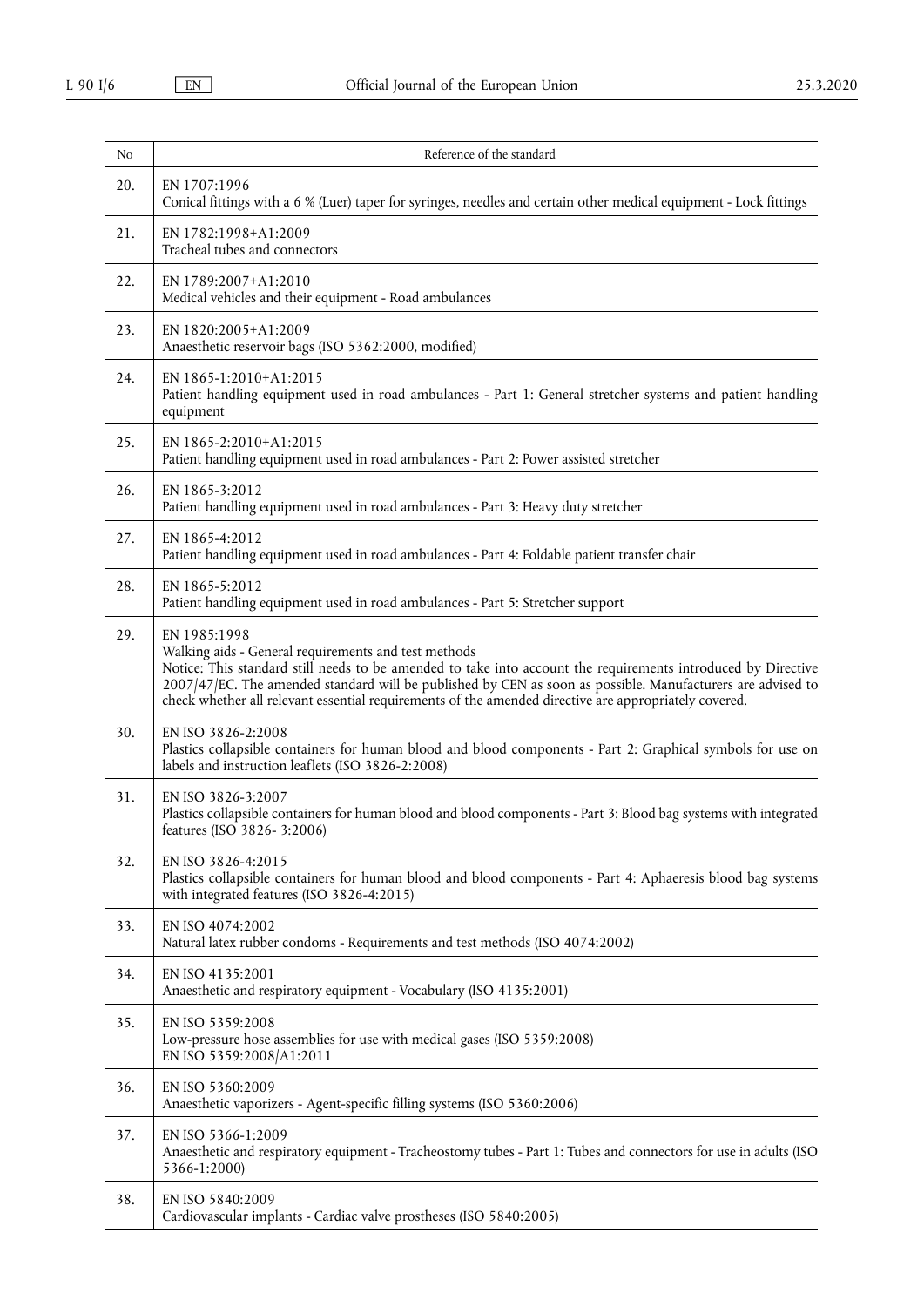| No | Reference of the standard |
|---|---|
| 20. | EN 1707:1996<br>Conical fittings with a 6 % (Luer) taper for syringes, needles and certain other medical equipment - Lock fittings |
| 21. | EN 1782:1998+A1:2009<br>Tracheal tubes and connectors |
| 22. | EN 1789:2007+A1:2010<br>Medical vehicles and their equipment - Road ambulances |
| 23. | EN 1820:2005+A1:2009<br>Anaesthetic reservoir bags (ISO 5362:2000, modified) |
| 24. | EN 1865-1:2010+A1:2015<br>Patient handling equipment used in road ambulances - Part 1: General stretcher systems and patient handling equipment |
| 25. | EN 1865-2:2010+A1:2015<br>Patient handling equipment used in road ambulances - Part 2: Power assisted stretcher |
| 26. | EN 1865-3:2012<br>Patient handling equipment used in road ambulances - Part 3: Heavy duty stretcher |
| 27. | EN 1865-4:2012<br>Patient handling equipment used in road ambulances - Part 4: Foldable patient transfer chair |
| 28. | EN 1865-5:2012<br>Patient handling equipment used in road ambulances - Part 5: Stretcher support |
| 29. | EN 1985:1998<br>Walking aids - General requirements and test methods<br>Notice: This standard still needs to be amended to take into account the requirements introduced by Directive 2007/47/EC. The amended standard will be published by CEN as soon as possible. Manufacturers are advised to check whether all relevant essential requirements of the amended directive are appropriately covered. |
| 30. | EN ISO 3826-2:2008<br>Plastics collapsible containers for human blood and blood components - Part 2: Graphical symbols for use on labels and instruction leaflets (ISO 3826-2:2008) |
| 31. | EN ISO 3826-3:2007<br>Plastics collapsible containers for human blood and blood components - Part 3: Blood bag systems with integrated features (ISO 3826- 3:2006) |
| 32. | EN ISO 3826-4:2015<br>Plastics collapsible containers for human blood and blood components - Part 4: Aphaeresis blood bag systems with integrated features (ISO 3826-4:2015) |
| 33. | EN ISO 4074:2002<br>Natural latex rubber condoms - Requirements and test methods (ISO 4074:2002) |
| 34. | EN ISO 4135:2001<br>Anaesthetic and respiratory equipment - Vocabulary (ISO 4135:2001) |
| 35. | EN ISO 5359:2008<br>Low-pressure hose assemblies for use with medical gases (ISO 5359:2008)<br>EN ISO 5359:2008/A1:2011 |
| 36. | EN ISO 5360:2009<br>Anaesthetic vaporizers - Agent-specific filling systems (ISO 5360:2006) |
| 37. | EN ISO 5366-1:2009<br>Anaesthetic and respiratory equipment - Tracheostomy tubes - Part 1: Tubes and connectors for use in adults (ISO 5366-1:2000) |
| 38. | EN ISO 5840:2009<br>Cardiovascular implants - Cardiac valve prostheses (ISO 5840:2005) |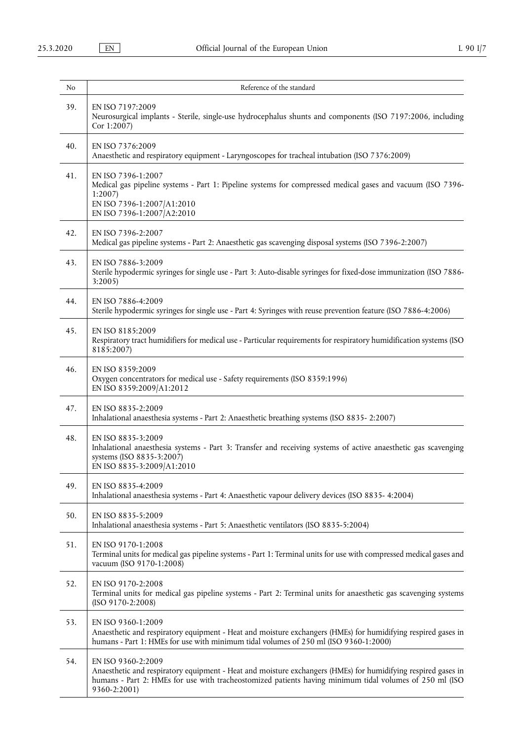| No | Reference of the standard |
|---|---|
| 39. | EN ISO 7197:2009<br>Neurosurgical implants - Sterile, single-use hydrocephalus shunts and components (ISO 7197:2006, including Cor 1:2007) |
| 40. | EN ISO 7376:2009<br>Anaesthetic and respiratory equipment - Laryngoscopes for tracheal intubation (ISO 7376:2009) |
| 41. | EN ISO 7396-1:2007<br>Medical gas pipeline systems - Part 1: Pipeline systems for compressed medical gases and vacuum (ISO 7396-1:2007)<br>EN ISO 7396-1:2007/A1:2010<br>EN ISO 7396-1:2007/A2:2010 |
| 42. | EN ISO 7396-2:2007<br>Medical gas pipeline systems - Part 2: Anaesthetic gas scavenging disposal systems (ISO 7396-2:2007) |
| 43. | EN ISO 7886-3:2009<br>Sterile hypodermic syringes for single use - Part 3: Auto-disable syringes for fixed-dose immunization (ISO 7886-3:2005) |
| 44. | EN ISO 7886-4:2009<br>Sterile hypodermic syringes for single use - Part 4: Syringes with reuse prevention feature (ISO 7886-4:2006) |
| 45. | EN ISO 8185:2009<br>Respiratory tract humidifiers for medical use - Particular requirements for respiratory humidification systems (ISO 8185:2007) |
| 46. | EN ISO 8359:2009<br>Oxygen concentrators for medical use - Safety requirements (ISO 8359:1996)<br>EN ISO 8359:2009/A1:2012 |
| 47. | EN ISO 8835-2:2009<br>Inhalational anaesthesia systems - Part 2: Anaesthetic breathing systems (ISO 8835- 2:2007) |
| 48. | EN ISO 8835-3:2009<br>Inhalational anaesthesia systems - Part 3: Transfer and receiving systems of active anaesthetic gas scavenging systems (ISO 8835-3:2007)<br>EN ISO 8835-3:2009/A1:2010 |
| 49. | EN ISO 8835-4:2009<br>Inhalational anaesthesia systems - Part 4: Anaesthetic vapour delivery devices (ISO 8835- 4:2004) |
| 50. | EN ISO 8835-5:2009<br>Inhalational anaesthesia systems - Part 5: Anaesthetic ventilators (ISO 8835-5:2004) |
| 51. | EN ISO 9170-1:2008<br>Terminal units for medical gas pipeline systems - Part 1: Terminal units for use with compressed medical gases and vacuum (ISO 9170-1:2008) |
| 52. | EN ISO 9170-2:2008<br>Terminal units for medical gas pipeline systems - Part 2: Terminal units for anaesthetic gas scavenging systems (ISO 9170-2:2008) |
| 53. | EN ISO 9360-1:2009<br>Anaesthetic and respiratory equipment - Heat and moisture exchangers (HMEs) for humidifying respired gases in humans - Part 1: HMEs for use with minimum tidal volumes of 250 ml (ISO 9360-1:2000) |
| 54. | EN ISO 9360-2:2009<br>Anaesthetic and respiratory equipment - Heat and moisture exchangers (HMEs) for humidifying respired gases in humans - Part 2: HMEs for use with tracheostomized patients having minimum tidal volumes of 250 ml (ISO 9360-2:2001) |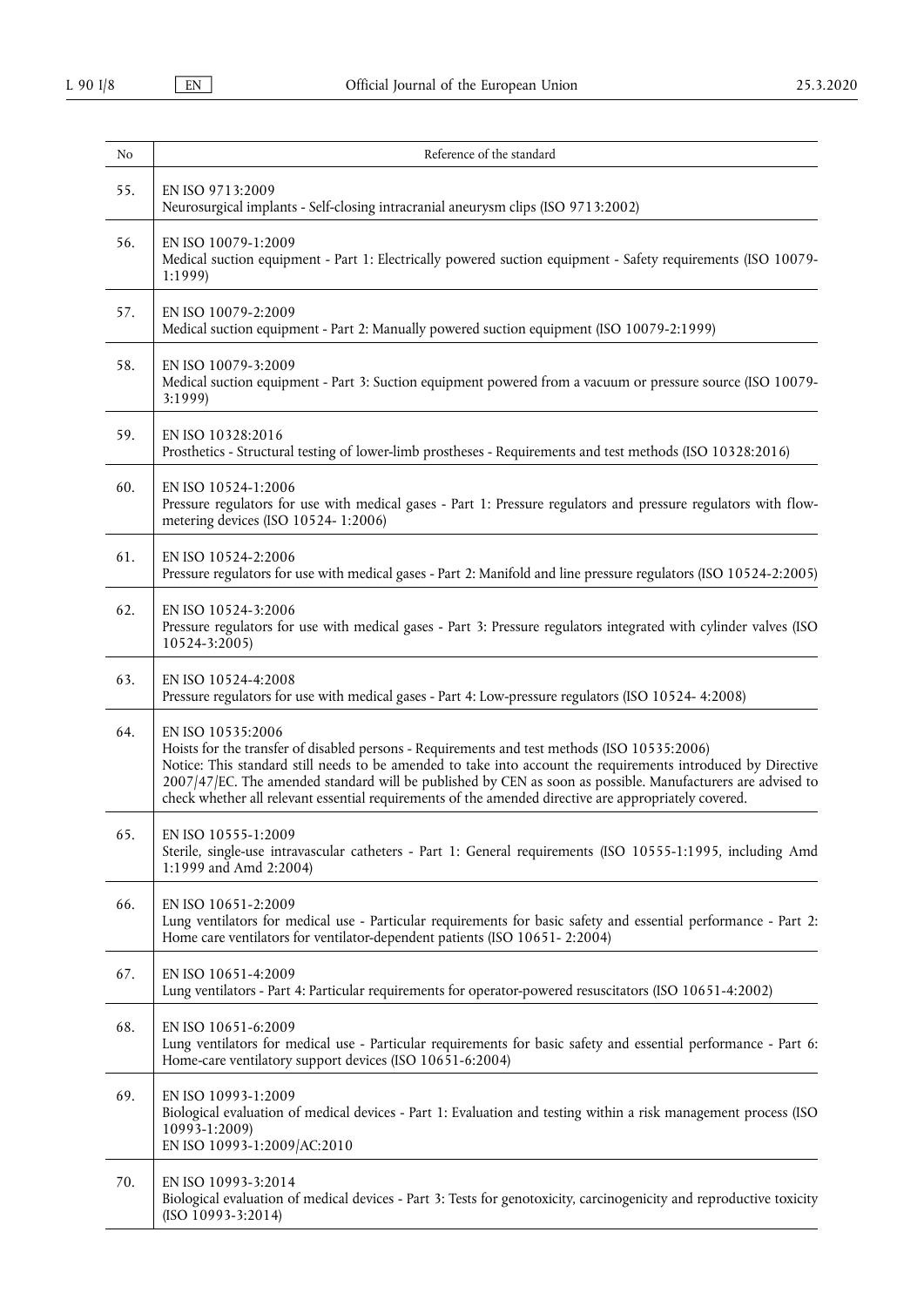| No | Reference of the standard |
|---|---|
| 55. | EN ISO 9713:2009<br>Neurosurgical implants - Self-closing intracranial aneurysm clips (ISO 9713:2002) |
| 56. | EN ISO 10079-1:2009<br>Medical suction equipment - Part 1: Electrically powered suction equipment - Safety requirements (ISO 10079-1:1999) |
| 57. | EN ISO 10079-2:2009<br>Medical suction equipment - Part 2: Manually powered suction equipment (ISO 10079-2:1999) |
| 58. | EN ISO 10079-3:2009<br>Medical suction equipment - Part 3: Suction equipment powered from a vacuum or pressure source (ISO 10079-3:1999) |
| 59. | EN ISO 10328:2016<br>Prosthetics - Structural testing of lower-limb prostheses - Requirements and test methods (ISO 10328:2016) |
| 60. | EN ISO 10524-1:2006<br>Pressure regulators for use with medical gases - Part 1: Pressure regulators and pressure regulators with flow-metering devices (ISO 10524- 1:2006) |
| 61. | EN ISO 10524-2:2006<br>Pressure regulators for use with medical gases - Part 2: Manifold and line pressure regulators (ISO 10524-2:2005) |
| 62. | EN ISO 10524-3:2006<br>Pressure regulators for use with medical gases - Part 3: Pressure regulators integrated with cylinder valves (ISO 10524-3:2005) |
| 63. | EN ISO 10524-4:2008<br>Pressure regulators for use with medical gases - Part 4: Low-pressure regulators (ISO 10524- 4:2008) |
| 64. | EN ISO 10535:2006<br>Hoists for the transfer of disabled persons - Requirements and test methods (ISO 10535:2006)<br>Notice: This standard still needs to be amended to take into account the requirements introduced by Directive 2007/47/EC. The amended standard will be published by CEN as soon as possible. Manufacturers are advised to check whether all relevant essential requirements of the amended directive are appropriately covered. |
| 65. | EN ISO 10555-1:2009<br>Sterile, single-use intravascular catheters - Part 1: General requirements (ISO 10555-1:1995, including Amd 1:1999 and Amd 2:2004) |
| 66. | EN ISO 10651-2:2009<br>Lung ventilators for medical use - Particular requirements for basic safety and essential performance - Part 2: Home care ventilators for ventilator-dependent patients (ISO 10651- 2:2004) |
| 67. | EN ISO 10651-4:2009<br>Lung ventilators - Part 4: Particular requirements for operator-powered resuscitators (ISO 10651-4:2002) |
| 68. | EN ISO 10651-6:2009<br>Lung ventilators for medical use - Particular requirements for basic safety and essential performance - Part 6: Home-care ventilatory support devices (ISO 10651-6:2004) |
| 69. | EN ISO 10993-1:2009<br>Biological evaluation of medical devices - Part 1: Evaluation and testing within a risk management process (ISO 10993-1:2009)<br>EN ISO 10993-1:2009/AC:2010 |
| 70. | EN ISO 10993-3:2014<br>Biological evaluation of medical devices - Part 3: Tests for genotoxicity, carcinogenicity and reproductive toxicity (ISO 10993-3:2014) |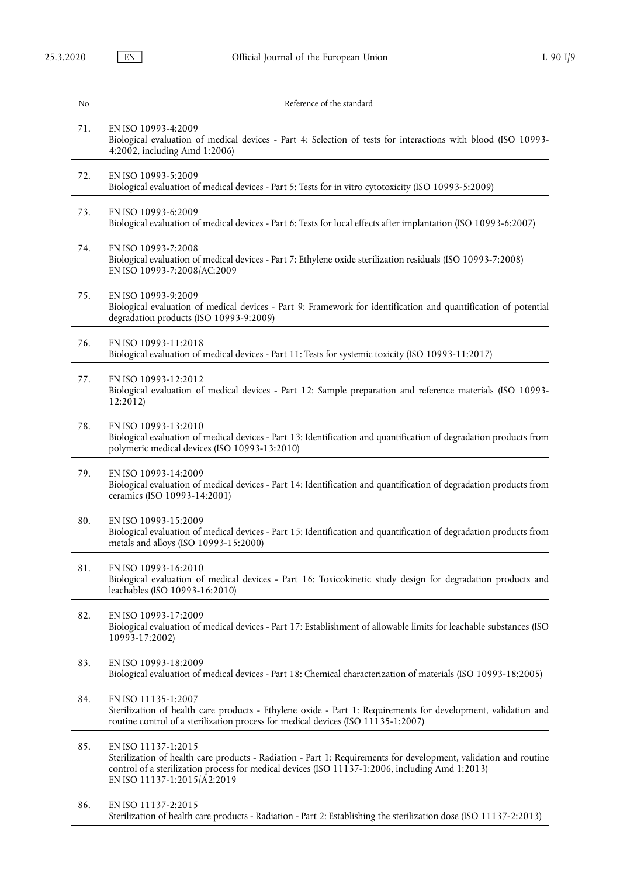| No | Reference of the standard |
|---|---|
| 71. | EN ISO 10993-4:2009<br>Biological evaluation of medical devices - Part 4: Selection of tests for interactions with blood (ISO 10993-4:2002, including Amd 1:2006) |
| 72. | EN ISO 10993-5:2009<br>Biological evaluation of medical devices - Part 5: Tests for in vitro cytotoxicity (ISO 10993-5:2009) |
| 73. | EN ISO 10993-6:2009<br>Biological evaluation of medical devices - Part 6: Tests for local effects after implantation (ISO 10993-6:2007) |
| 74. | EN ISO 10993-7:2008<br>Biological evaluation of medical devices - Part 7: Ethylene oxide sterilization residuals (ISO 10993-7:2008)<br>EN ISO 10993-7:2008/AC:2009 |
| 75. | EN ISO 10993-9:2009<br>Biological evaluation of medical devices - Part 9: Framework for identification and quantification of potential degradation products (ISO 10993-9:2009) |
| 76. | EN ISO 10993-11:2018<br>Biological evaluation of medical devices - Part 11: Tests for systemic toxicity (ISO 10993-11:2017) |
| 77. | EN ISO 10993-12:2012<br>Biological evaluation of medical devices - Part 12: Sample preparation and reference materials (ISO 10993-12:2012) |
| 78. | EN ISO 10993-13:2010<br>Biological evaluation of medical devices - Part 13: Identification and quantification of degradation products from polymeric medical devices (ISO 10993-13:2010) |
| 79. | EN ISO 10993-14:2009<br>Biological evaluation of medical devices - Part 14: Identification and quantification of degradation products from ceramics (ISO 10993-14:2001) |
| 80. | EN ISO 10993-15:2009<br>Biological evaluation of medical devices - Part 15: Identification and quantification of degradation products from metals and alloys (ISO 10993-15:2000) |
| 81. | EN ISO 10993-16:2010<br>Biological evaluation of medical devices - Part 16: Toxicokinetic study design for degradation products and leachables (ISO 10993-16:2010) |
| 82. | EN ISO 10993-17:2009<br>Biological evaluation of medical devices - Part 17: Establishment of allowable limits for leachable substances (ISO 10993-17:2002) |
| 83. | EN ISO 10993-18:2009<br>Biological evaluation of medical devices - Part 18: Chemical characterization of materials (ISO 10993-18:2005) |
| 84. | EN ISO 11135-1:2007<br>Sterilization of health care products - Ethylene oxide - Part 1: Requirements for development, validation and routine control of a sterilization process for medical devices (ISO 11135-1:2007) |
| 85. | EN ISO 11137-1:2015<br>Sterilization of health care products - Radiation - Part 1: Requirements for development, validation and routine control of a sterilization process for medical devices (ISO 11137-1:2006, including Amd 1:2013)<br>EN ISO 11137-1:2015/A2:2019 |
| 86. | EN ISO 11137-2:2015<br>Sterilization of health care products - Radiation - Part 2: Establishing the sterilization dose (ISO 11137-2:2013) |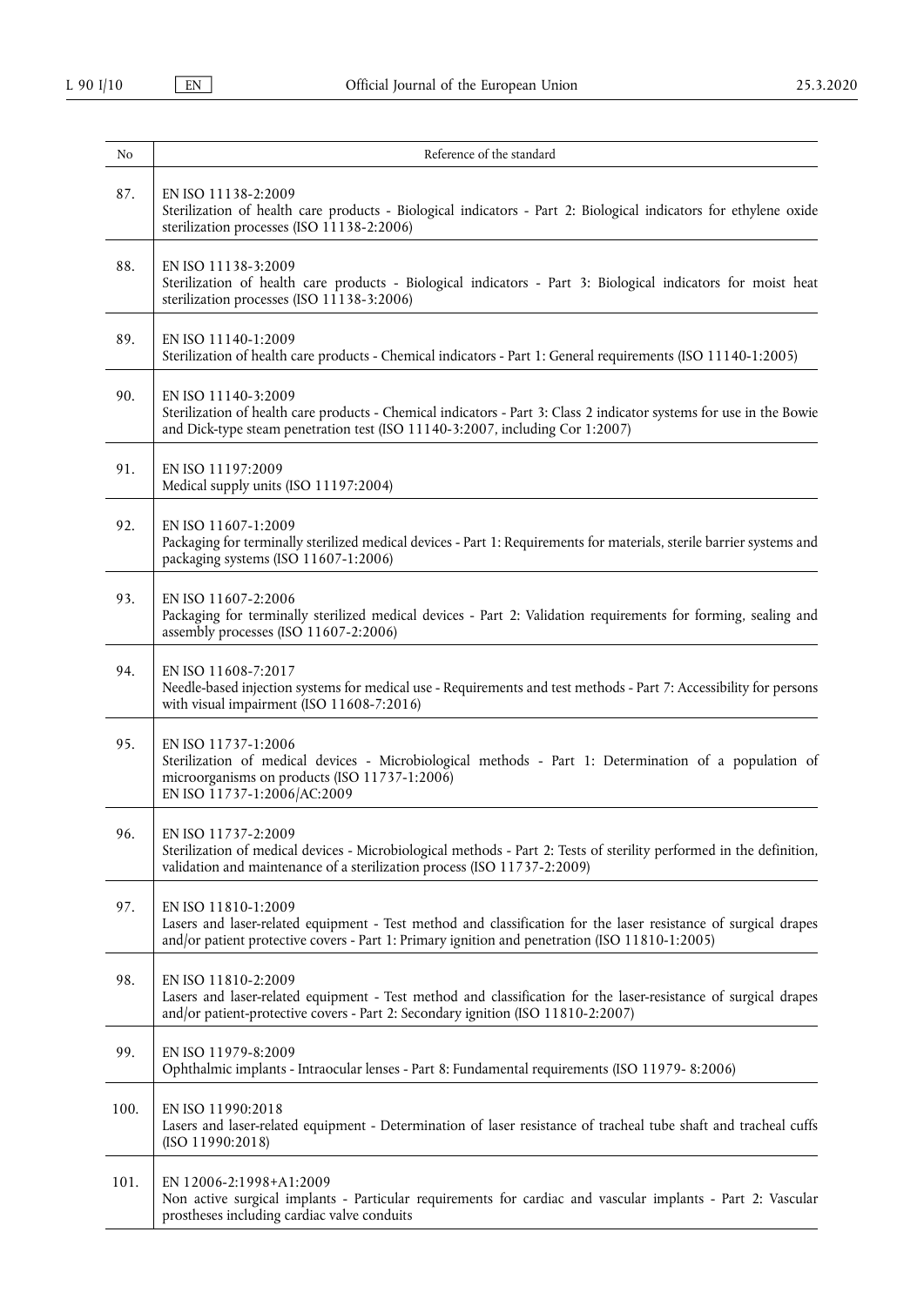| No | Reference of the standard |
|---|---|
| 87. | EN ISO 11138-2:2009<br>Sterilization of health care products - Biological indicators - Part 2: Biological indicators for ethylene oxide sterilization processes (ISO 11138-2:2006) |
| 88. | EN ISO 11138-3:2009<br>Sterilization of health care products - Biological indicators - Part 3: Biological indicators for moist heat sterilization processes (ISO 11138-3:2006) |
| 89. | EN ISO 11140-1:2009<br>Sterilization of health care products - Chemical indicators - Part 1: General requirements (ISO 11140-1:2005) |
| 90. | EN ISO 11140-3:2009<br>Sterilization of health care products - Chemical indicators - Part 3: Class 2 indicator systems for use in the Bowie and Dick-type steam penetration test (ISO 11140-3:2007, including Cor 1:2007) |
| 91. | EN ISO 11197:2009<br>Medical supply units (ISO 11197:2004) |
| 92. | EN ISO 11607-1:2009<br>Packaging for terminally sterilized medical devices - Part 1: Requirements for materials, sterile barrier systems and packaging systems (ISO 11607-1:2006) |
| 93. | EN ISO 11607-2:2006<br>Packaging for terminally sterilized medical devices - Part 2: Validation requirements for forming, sealing and assembly processes (ISO 11607-2:2006) |
| 94. | EN ISO 11608-7:2017<br>Needle-based injection systems for medical use - Requirements and test methods - Part 7: Accessibility for persons with visual impairment (ISO 11608-7:2016) |
| 95. | EN ISO 11737-1:2006<br>Sterilization of medical devices - Microbiological methods - Part 1: Determination of a population of microorganisms on products (ISO 11737-1:2006)<br>EN ISO 11737-1:2006/AC:2009 |
| 96. | EN ISO 11737-2:2009<br>Sterilization of medical devices - Microbiological methods - Part 2: Tests of sterility performed in the definition, validation and maintenance of a sterilization process (ISO 11737-2:2009) |
| 97. | EN ISO 11810-1:2009<br>Lasers and laser-related equipment - Test method and classification for the laser resistance of surgical drapes and/or patient protective covers - Part 1: Primary ignition and penetration (ISO 11810-1:2005) |
| 98. | EN ISO 11810-2:2009<br>Lasers and laser-related equipment - Test method and classification for the laser-resistance of surgical drapes and/or patient-protective covers - Part 2: Secondary ignition (ISO 11810-2:2007) |
| 99. | EN ISO 11979-8:2009<br>Ophthalmic implants - Intraocular lenses - Part 8: Fundamental requirements (ISO 11979- 8:2006) |
| 100. | EN ISO 11990:2018<br>Lasers and laser-related equipment - Determination of laser resistance of tracheal tube shaft and tracheal cuffs (ISO 11990:2018) |
| 101. | EN 12006-2:1998+A1:2009<br>Non active surgical implants - Particular requirements for cardiac and vascular implants - Part 2: Vascular prostheses including cardiac valve conduits |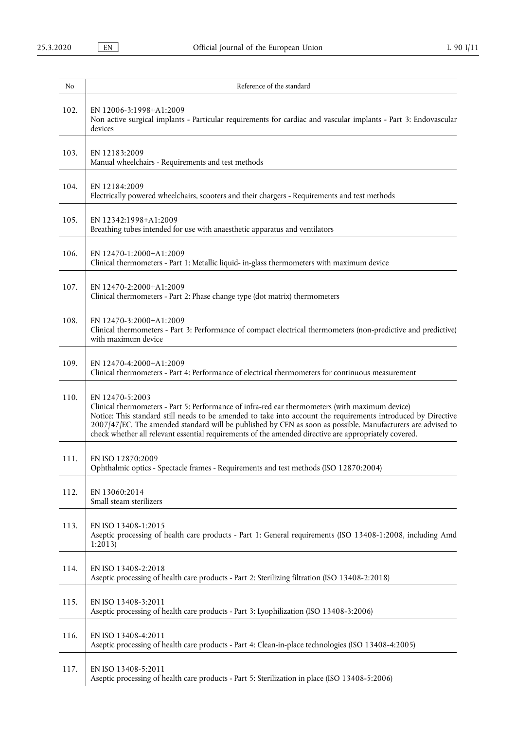| No | Reference of the standard |
|---|---|
| 102. | EN 12006-3:1998+A1:2009<br>Non active surgical implants - Particular requirements for cardiac and vascular implants - Part 3: Endovascular devices |
| 103. | EN 12183:2009<br>Manual wheelchairs - Requirements and test methods |
| 104. | EN 12184:2009<br>Electrically powered wheelchairs, scooters and their chargers - Requirements and test methods |
| 105. | EN 12342:1998+A1:2009<br>Breathing tubes intended for use with anaesthetic apparatus and ventilators |
| 106. | EN 12470-1:2000+A1:2009<br>Clinical thermometers - Part 1: Metallic liquid- in-glass thermometers with maximum device |
| 107. | EN 12470-2:2000+A1:2009<br>Clinical thermometers - Part 2: Phase change type (dot matrix) thermometers |
| 108. | EN 12470-3:2000+A1:2009<br>Clinical thermometers - Part 3: Performance of compact electrical thermometers (non-predictive and predictive) with maximum device |
| 109. | EN 12470-4:2000+A1:2009<br>Clinical thermometers - Part 4: Performance of electrical thermometers for continuous measurement |
| 110. | EN 12470-5:2003<br>Clinical thermometers - Part 5: Performance of infra-red ear thermometers (with maximum device)<br>Notice: This standard still needs to be amended to take into account the requirements introduced by Directive 2007/47/EC. The amended standard will be published by CEN as soon as possible. Manufacturers are advised to check whether all relevant essential requirements of the amended directive are appropriately covered. |
| 111. | EN ISO 12870:2009<br>Ophthalmic optics - Spectacle frames - Requirements and test methods (ISO 12870:2004) |
| 112. | EN 13060:2014<br>Small steam sterilizers |
| 113. | EN ISO 13408-1:2015<br>Aseptic processing of health care products - Part 1: General requirements (ISO 13408-1:2008, including Amd 1:2013) |
| 114. | EN ISO 13408-2:2018<br>Aseptic processing of health care products - Part 2: Sterilizing filtration (ISO 13408-2:2018) |
| 115. | EN ISO 13408-3:2011<br>Aseptic processing of health care products - Part 3: Lyophilization (ISO 13408-3:2006) |
| 116. | EN ISO 13408-4:2011<br>Aseptic processing of health care products - Part 4: Clean-in-place technologies (ISO 13408-4:2005) |
| 117. | EN ISO 13408-5:2011<br>Aseptic processing of health care products - Part 5: Sterilization in place (ISO 13408-5:2006) |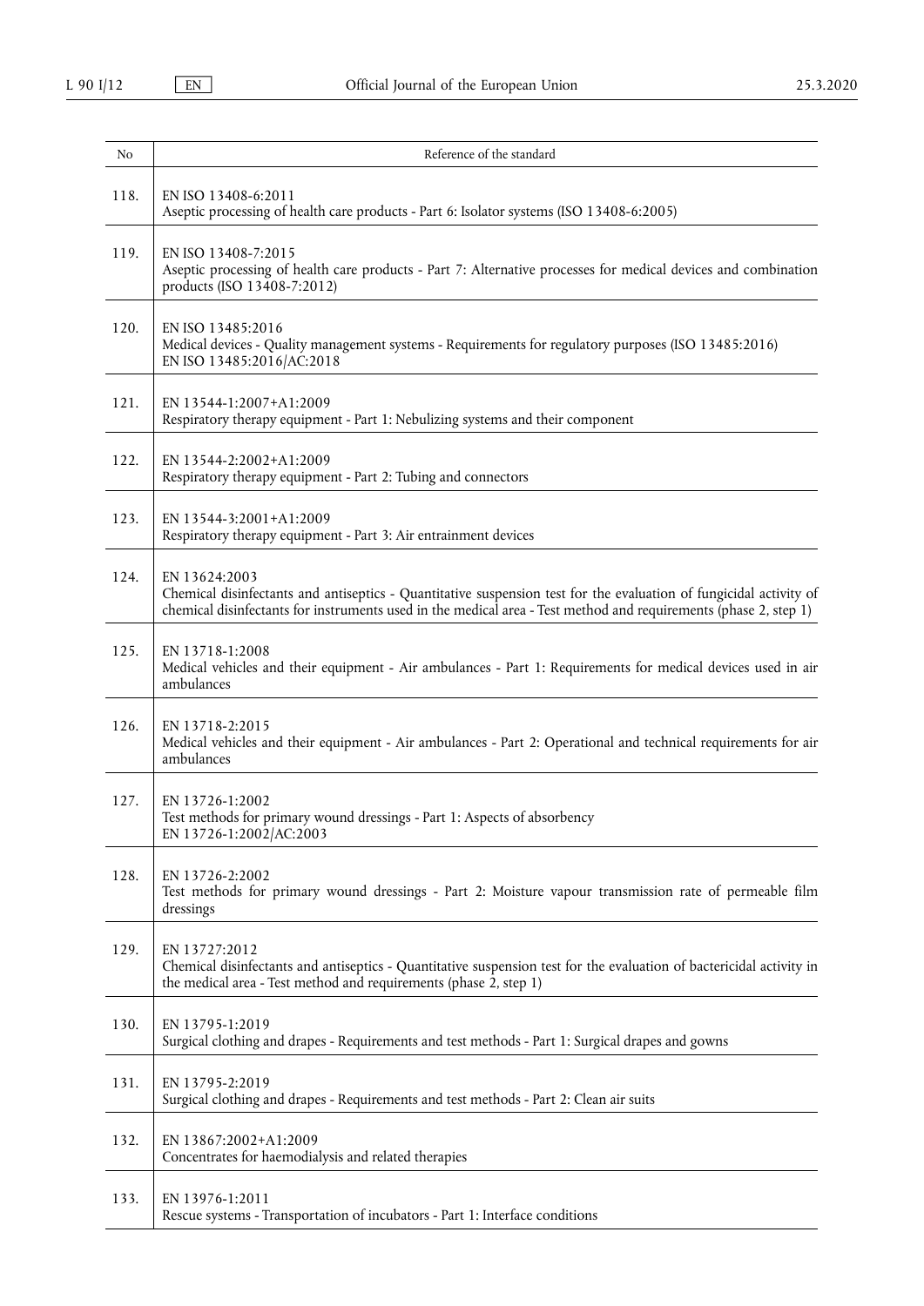| No | Reference of the standard |
|---|---|
| 118. | EN ISO 13408-6:2011<br>Aseptic processing of health care products - Part 6: Isolator systems (ISO 13408-6:2005) |
| 119. | EN ISO 13408-7:2015<br>Aseptic processing of health care products - Part 7: Alternative processes for medical devices and combination products (ISO 13408-7:2012) |
| 120. | EN ISO 13485:2016<br>Medical devices - Quality management systems - Requirements for regulatory purposes (ISO 13485:2016)<br>EN ISO 13485:2016/AC:2018 |
| 121. | EN 13544-1:2007+A1:2009<br>Respiratory therapy equipment - Part 1: Nebulizing systems and their component |
| 122. | EN 13544-2:2002+A1:2009<br>Respiratory therapy equipment - Part 2: Tubing and connectors |
| 123. | EN 13544-3:2001+A1:2009<br>Respiratory therapy equipment - Part 3: Air entrainment devices |
| 124. | EN 13624:2003<br>Chemical disinfectants and antiseptics - Quantitative suspension test for the evaluation of fungicidal activity of chemical disinfectants for instruments used in the medical area - Test method and requirements (phase 2, step 1) |
| 125. | EN 13718-1:2008<br>Medical vehicles and their equipment - Air ambulances - Part 1: Requirements for medical devices used in air ambulances |
| 126. | EN 13718-2:2015<br>Medical vehicles and their equipment - Air ambulances - Part 2: Operational and technical requirements for air ambulances |
| 127. | EN 13726-1:2002<br>Test methods for primary wound dressings - Part 1: Aspects of absorbency<br>EN 13726-1:2002/AC:2003 |
| 128. | EN 13726-2:2002<br>Test methods for primary wound dressings - Part 2: Moisture vapour transmission rate of permeable film dressings |
| 129. | EN 13727:2012<br>Chemical disinfectants and antiseptics - Quantitative suspension test for the evaluation of bactericidal activity in the medical area - Test method and requirements (phase 2, step 1) |
| 130. | EN 13795-1:2019<br>Surgical clothing and drapes - Requirements and test methods - Part 1: Surgical drapes and gowns |
| 131. | EN 13795-2:2019<br>Surgical clothing and drapes - Requirements and test methods - Part 2: Clean air suits |
| 132. | EN 13867:2002+A1:2009<br>Concentrates for haemodialysis and related therapies |
| 133. | EN 13976-1:2011<br>Rescue systems - Transportation of incubators - Part 1: Interface conditions |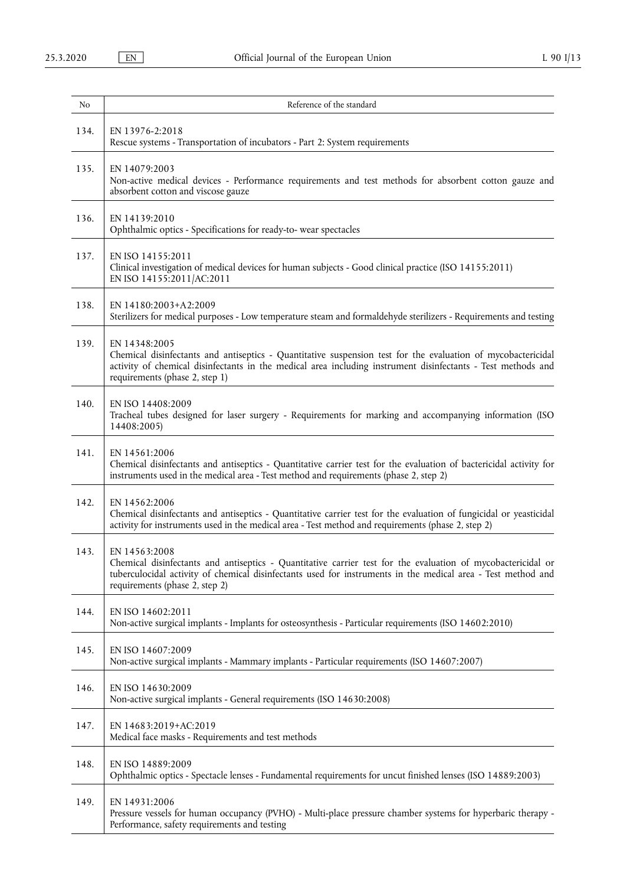| No | Reference of the standard |
|---|---|
| 134. | EN 13976-2:2018<br>Rescue systems - Transportation of incubators - Part 2: System requirements |
| 135. | EN 14079:2003<br>Non-active medical devices - Performance requirements and test methods for absorbent cotton gauze and absorbent cotton and viscose gauze |
| 136. | EN 14139:2010<br>Ophthalmic optics - Specifications for ready-to- wear spectacles |
| 137. | EN ISO 14155:2011<br>Clinical investigation of medical devices for human subjects - Good clinical practice (ISO 14155:2011)<br>EN ISO 14155:2011/AC:2011 |
| 138. | EN 14180:2003+A2:2009<br>Sterilizers for medical purposes - Low temperature steam and formaldehyde sterilizers - Requirements and testing |
| 139. | EN 14348:2005<br>Chemical disinfectants and antiseptics - Quantitative suspension test for the evaluation of mycobactericidal activity of chemical disinfectants in the medical area including instrument disinfectants - Test methods and requirements (phase 2, step 1) |
| 140. | EN ISO 14408:2009<br>Tracheal tubes designed for laser surgery - Requirements for marking and accompanying information (ISO 14408:2005) |
| 141. | EN 14561:2006<br>Chemical disinfectants and antiseptics - Quantitative carrier test for the evaluation of bactericidal activity for instruments used in the medical area - Test method and requirements (phase 2, step 2) |
| 142. | EN 14562:2006<br>Chemical disinfectants and antiseptics - Quantitative carrier test for the evaluation of fungicidal or yeasticidal activity for instruments used in the medical area - Test method and requirements (phase 2, step 2) |
| 143. | EN 14563:2008<br>Chemical disinfectants and antiseptics - Quantitative carrier test for the evaluation of mycobactericidal or tuberculocidal activity of chemical disinfectants used for instruments in the medical area - Test method and requirements (phase 2, step 2) |
| 144. | EN ISO 14602:2011<br>Non-active surgical implants - Implants for osteosynthesis - Particular requirements (ISO 14602:2010) |
| 145. | EN ISO 14607:2009<br>Non-active surgical implants - Mammary implants - Particular requirements (ISO 14607:2007) |
| 146. | EN ISO 14630:2009<br>Non-active surgical implants - General requirements (ISO 14630:2008) |
| 147. | EN 14683:2019+AC:2019<br>Medical face masks - Requirements and test methods |
| 148. | EN ISO 14889:2009<br>Ophthalmic optics - Spectacle lenses - Fundamental requirements for uncut finished lenses (ISO 14889:2003) |
| 149. | EN 14931:2006<br>Pressure vessels for human occupancy (PVHO) - Multi-place pressure chamber systems for hyperbaric therapy - Performance, safety requirements and testing |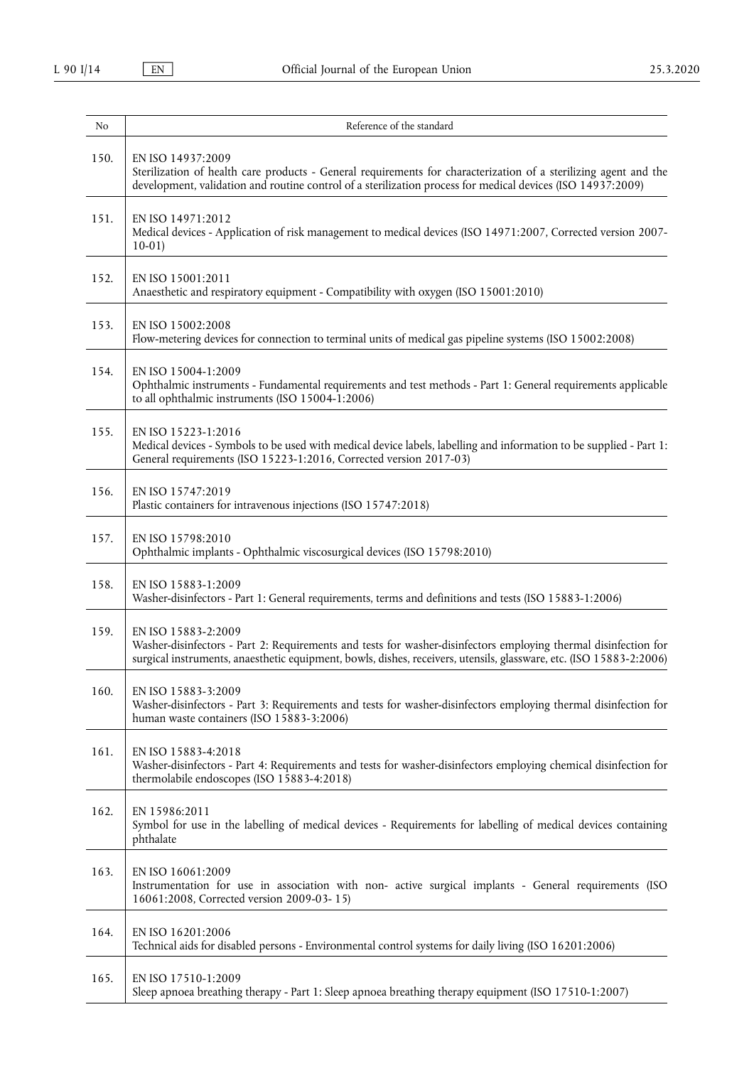| No | Reference of the standard |
|---|---|
| 150. | EN ISO 14937:2009<br>Sterilization of health care products - General requirements for characterization of a sterilizing agent and the development, validation and routine control of a sterilization process for medical devices (ISO 14937:2009) |
| 151. | EN ISO 14971:2012<br>Medical devices - Application of risk management to medical devices (ISO 14971:2007, Corrected version 2007-10-01) |
| 152. | EN ISO 15001:2011<br>Anaesthetic and respiratory equipment - Compatibility with oxygen (ISO 15001:2010) |
| 153. | EN ISO 15002:2008<br>Flow-metering devices for connection to terminal units of medical gas pipeline systems (ISO 15002:2008) |
| 154. | EN ISO 15004-1:2009<br>Ophthalmic instruments - Fundamental requirements and test methods - Part 1: General requirements applicable to all ophthalmic instruments (ISO 15004-1:2006) |
| 155. | EN ISO 15223-1:2016<br>Medical devices - Symbols to be used with medical device labels, labelling and information to be supplied - Part 1: General requirements (ISO 15223-1:2016, Corrected version 2017-03) |
| 156. | EN ISO 15747:2019<br>Plastic containers for intravenous injections (ISO 15747:2018) |
| 157. | EN ISO 15798:2010<br>Ophthalmic implants - Ophthalmic viscosurgical devices (ISO 15798:2010) |
| 158. | EN ISO 15883-1:2009<br>Washer-disinfectors - Part 1: General requirements, terms and definitions and tests (ISO 15883-1:2006) |
| 159. | EN ISO 15883-2:2009<br>Washer-disinfectors - Part 2: Requirements and tests for washer-disinfectors employing thermal disinfection for surgical instruments, anaesthetic equipment, bowls, dishes, receivers, utensils, glassware, etc. (ISO 15883-2:2006) |
| 160. | EN ISO 15883-3:2009<br>Washer-disinfectors - Part 3: Requirements and tests for washer-disinfectors employing thermal disinfection for human waste containers (ISO 15883-3:2006) |
| 161. | EN ISO 15883-4:2018<br>Washer-disinfectors - Part 4: Requirements and tests for washer-disinfectors employing chemical disinfection for thermolabile endoscopes (ISO 15883-4:2018) |
| 162. | EN 15986:2011<br>Symbol for use in the labelling of medical devices - Requirements for labelling of medical devices containing phthalate |
| 163. | EN ISO 16061:2009<br>Instrumentation for use in association with non- active surgical implants - General requirements (ISO 16061:2008, Corrected version 2009-03- 15) |
| 164. | EN ISO 16201:2006<br>Technical aids for disabled persons - Environmental control systems for daily living (ISO 16201:2006) |
| 165. | EN ISO 17510-1:2009<br>Sleep apnoea breathing therapy - Part 1: Sleep apnoea breathing therapy equipment (ISO 17510-1:2007) |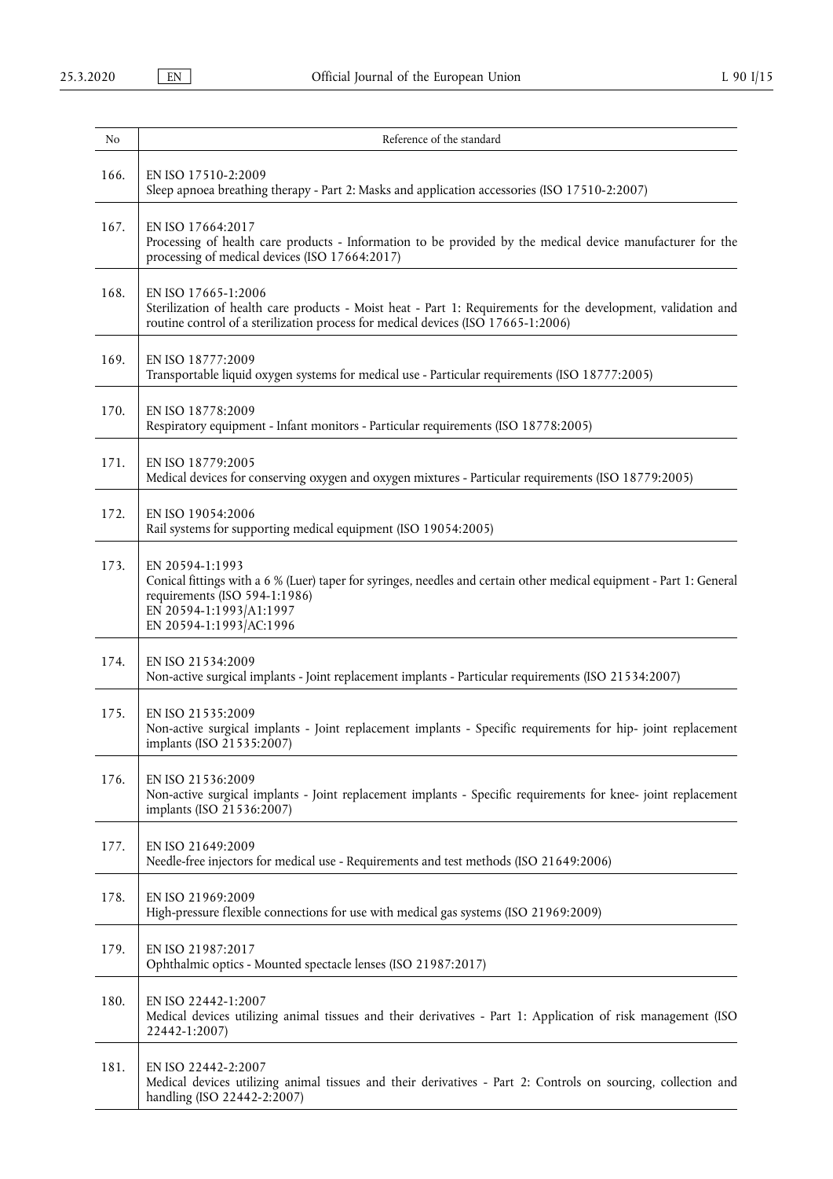| No | Reference of the standard |
|---|---|
| 166. | EN ISO 17510-2:2009<br>Sleep apnoea breathing therapy - Part 2: Masks and application accessories (ISO 17510-2:2007) |
| 167. | EN ISO 17664:2017<br>Processing of health care products - Information to be provided by the medical device manufacturer for the processing of medical devices (ISO 17664:2017) |
| 168. | EN ISO 17665-1:2006<br>Sterilization of health care products - Moist heat - Part 1: Requirements for the development, validation and routine control of a sterilization process for medical devices (ISO 17665-1:2006) |
| 169. | EN ISO 18777:2009<br>Transportable liquid oxygen systems for medical use - Particular requirements (ISO 18777:2005) |
| 170. | EN ISO 18778:2009<br>Respiratory equipment - Infant monitors - Particular requirements (ISO 18778:2005) |
| 171. | EN ISO 18779:2005<br>Medical devices for conserving oxygen and oxygen mixtures - Particular requirements (ISO 18779:2005) |
| 172. | EN ISO 19054:2006<br>Rail systems for supporting medical equipment (ISO 19054:2005) |
| 173. | EN 20594-1:1993<br>Conical fittings with a 6 % (Luer) taper for syringes, needles and certain other medical equipment - Part 1: General requirements (ISO 594-1:1986)<br>EN 20594-1:1993/A1:1997<br>EN 20594-1:1993/AC:1996 |
| 174. | EN ISO 21534:2009<br>Non-active surgical implants - Joint replacement implants - Particular requirements (ISO 21534:2007) |
| 175. | EN ISO 21535:2009<br>Non-active surgical implants - Joint replacement implants - Specific requirements for hip- joint replacement implants (ISO 21535:2007) |
| 176. | EN ISO 21536:2009<br>Non-active surgical implants - Joint replacement implants - Specific requirements for knee- joint replacement implants (ISO 21536:2007) |
| 177. | EN ISO 21649:2009<br>Needle-free injectors for medical use - Requirements and test methods (ISO 21649:2006) |
| 178. | EN ISO 21969:2009<br>High-pressure flexible connections for use with medical gas systems (ISO 21969:2009) |
| 179. | EN ISO 21987:2017<br>Ophthalmic optics - Mounted spectacle lenses (ISO 21987:2017) |
| 180. | EN ISO 22442-1:2007<br>Medical devices utilizing animal tissues and their derivatives - Part 1: Application of risk management (ISO 22442-1:2007) |
| 181. | EN ISO 22442-2:2007<br>Medical devices utilizing animal tissues and their derivatives - Part 2: Controls on sourcing, collection and handling (ISO 22442-2:2007) |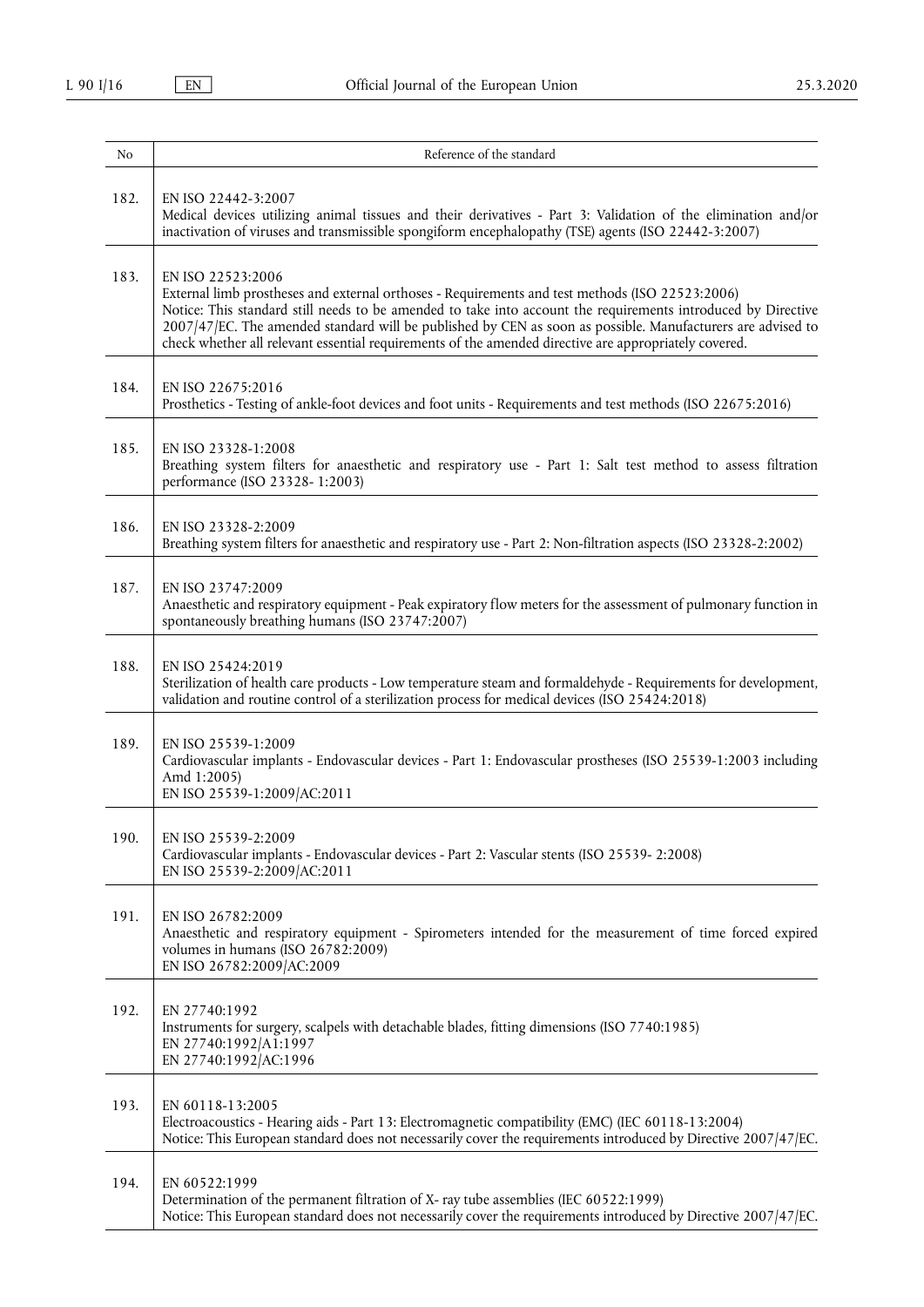| No | Reference of the standard |
|---|---|
| 182. | EN ISO 22442-3:2007<br>Medical devices utilizing animal tissues and their derivatives - Part 3: Validation of the elimination and/or inactivation of viruses and transmissible spongiform encephalopathy (TSE) agents (ISO 22442-3:2007) |
| 183. | EN ISO 22523:2006<br>External limb prostheses and external orthoses - Requirements and test methods (ISO 22523:2006)<br>Notice: This standard still needs to be amended to take into account the requirements introduced by Directive 2007/47/EC. The amended standard will be published by CEN as soon as possible. Manufacturers are advised to check whether all relevant essential requirements of the amended directive are appropriately covered. |
| 184. | EN ISO 22675:2016<br>Prosthetics - Testing of ankle-foot devices and foot units - Requirements and test methods (ISO 22675:2016) |
| 185. | EN ISO 23328-1:2008<br>Breathing system filters for anaesthetic and respiratory use - Part 1: Salt test method to assess filtration performance (ISO 23328- 1:2003) |
| 186. | EN ISO 23328-2:2009<br>Breathing system filters for anaesthetic and respiratory use - Part 2: Non-filtration aspects (ISO 23328-2:2002) |
| 187. | EN ISO 23747:2009<br>Anaesthetic and respiratory equipment - Peak expiratory flow meters for the assessment of pulmonary function in spontaneously breathing humans (ISO 23747:2007) |
| 188. | EN ISO 25424:2019<br>Sterilization of health care products - Low temperature steam and formaldehyde - Requirements for development, validation and routine control of a sterilization process for medical devices (ISO 25424:2018) |
| 189. | EN ISO 25539-1:2009<br>Cardiovascular implants - Endovascular devices - Part 1: Endovascular prostheses (ISO 25539-1:2003 including Amd 1:2005)<br>EN ISO 25539-1:2009/AC:2011 |
| 190. | EN ISO 25539-2:2009<br>Cardiovascular implants - Endovascular devices - Part 2: Vascular stents (ISO 25539- 2:2008)<br>EN ISO 25539-2:2009/AC:2011 |
| 191. | EN ISO 26782:2009<br>Anaesthetic and respiratory equipment - Spirometers intended for the measurement of time forced expired volumes in humans (ISO 26782:2009)<br>EN ISO 26782:2009/AC:2009 |
| 192. | EN 27740:1992<br>Instruments for surgery, scalpels with detachable blades, fitting dimensions (ISO 7740:1985)<br>EN 27740:1992/A1:1997<br>EN 27740:1992/AC:1996 |
| 193. | EN 60118-13:2005<br>Electroacoustics - Hearing aids - Part 13: Electromagnetic compatibility (EMC) (IEC 60118-13:2004)<br>Notice: This European standard does not necessarily cover the requirements introduced by Directive 2007/47/EC. |
| 194. | EN 60522:1999<br>Determination of the permanent filtration of X- ray tube assemblies (IEC 60522:1999)<br>Notice: This European standard does not necessarily cover the requirements introduced by Directive 2007/47/EC. |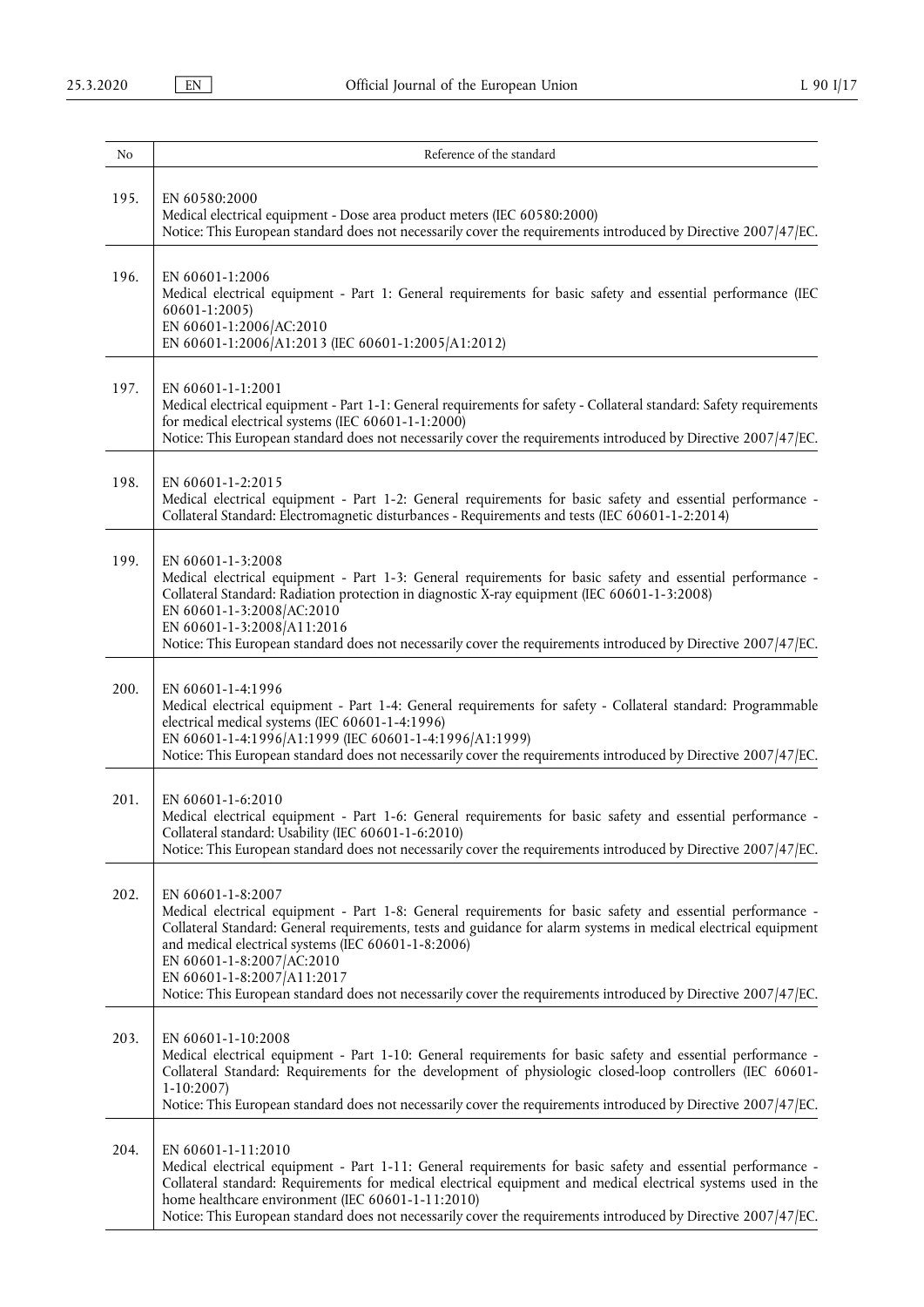| No | Reference of the standard |
|---|---|
| 195. | EN 60580:2000<br>Medical electrical equipment - Dose area product meters (IEC 60580:2000)<br>Notice: This European standard does not necessarily cover the requirements introduced by Directive 2007/47/EC. |
| 196. | EN 60601-1:2006<br>Medical electrical equipment - Part 1: General requirements for basic safety and essential performance (IEC 60601-1:2005)<br>EN 60601-1:2006/AC:2010<br>EN 60601-1:2006/A1:2013 (IEC 60601-1:2005/A1:2012) |
| 197. | EN 60601-1-1:2001<br>Medical electrical equipment - Part 1-1: General requirements for safety - Collateral standard: Safety requirements for medical electrical systems (IEC 60601-1-1:2000)<br>Notice: This European standard does not necessarily cover the requirements introduced by Directive 2007/47/EC. |
| 198. | EN 60601-1-2:2015<br>Medical electrical equipment - Part 1-2: General requirements for basic safety and essential performance - Collateral Standard: Electromagnetic disturbances - Requirements and tests (IEC 60601-1-2:2014) |
| 199. | EN 60601-1-3:2008<br>Medical electrical equipment - Part 1-3: General requirements for basic safety and essential performance - Collateral Standard: Radiation protection in diagnostic X-ray equipment (IEC 60601-1-3:2008)<br>EN 60601-1-3:2008/AC:2010<br>EN 60601-1-3:2008/A11:2016<br>Notice: This European standard does not necessarily cover the requirements introduced by Directive 2007/47/EC. |
| 200. | EN 60601-1-4:1996<br>Medical electrical equipment - Part 1-4: General requirements for safety - Collateral standard: Programmable electrical medical systems (IEC 60601-1-4:1996)<br>EN 60601-1-4:1996/A1:1999 (IEC 60601-1-4:1996/A1:1999)<br>Notice: This European standard does not necessarily cover the requirements introduced by Directive 2007/47/EC. |
| 201. | EN 60601-1-6:2010<br>Medical electrical equipment - Part 1-6: General requirements for basic safety and essential performance - Collateral standard: Usability (IEC 60601-1-6:2010)<br>Notice: This European standard does not necessarily cover the requirements introduced by Directive 2007/47/EC. |
| 202. | EN 60601-1-8:2007<br>Medical electrical equipment - Part 1-8: General requirements for basic safety and essential performance - Collateral Standard: General requirements, tests and guidance for alarm systems in medical electrical equipment and medical electrical systems (IEC 60601-1-8:2006)<br>EN 60601-1-8:2007/AC:2010<br>EN 60601-1-8:2007/A11:2017<br>Notice: This European standard does not necessarily cover the requirements introduced by Directive 2007/47/EC. |
| 203. | EN 60601-1-10:2008<br>Medical electrical equipment - Part 1-10: General requirements for basic safety and essential performance - Collateral Standard: Requirements for the development of physiologic closed-loop controllers (IEC 60601-1-10:2007)<br>Notice: This European standard does not necessarily cover the requirements introduced by Directive 2007/47/EC. |
| 204. | EN 60601-1-11:2010<br>Medical electrical equipment - Part 1-11: General requirements for basic safety and essential performance - Collateral standard: Requirements for medical electrical equipment and medical electrical systems used in the home healthcare environment (IEC 60601-1-11:2010)<br>Notice: This European standard does not necessarily cover the requirements introduced by Directive 2007/47/EC. |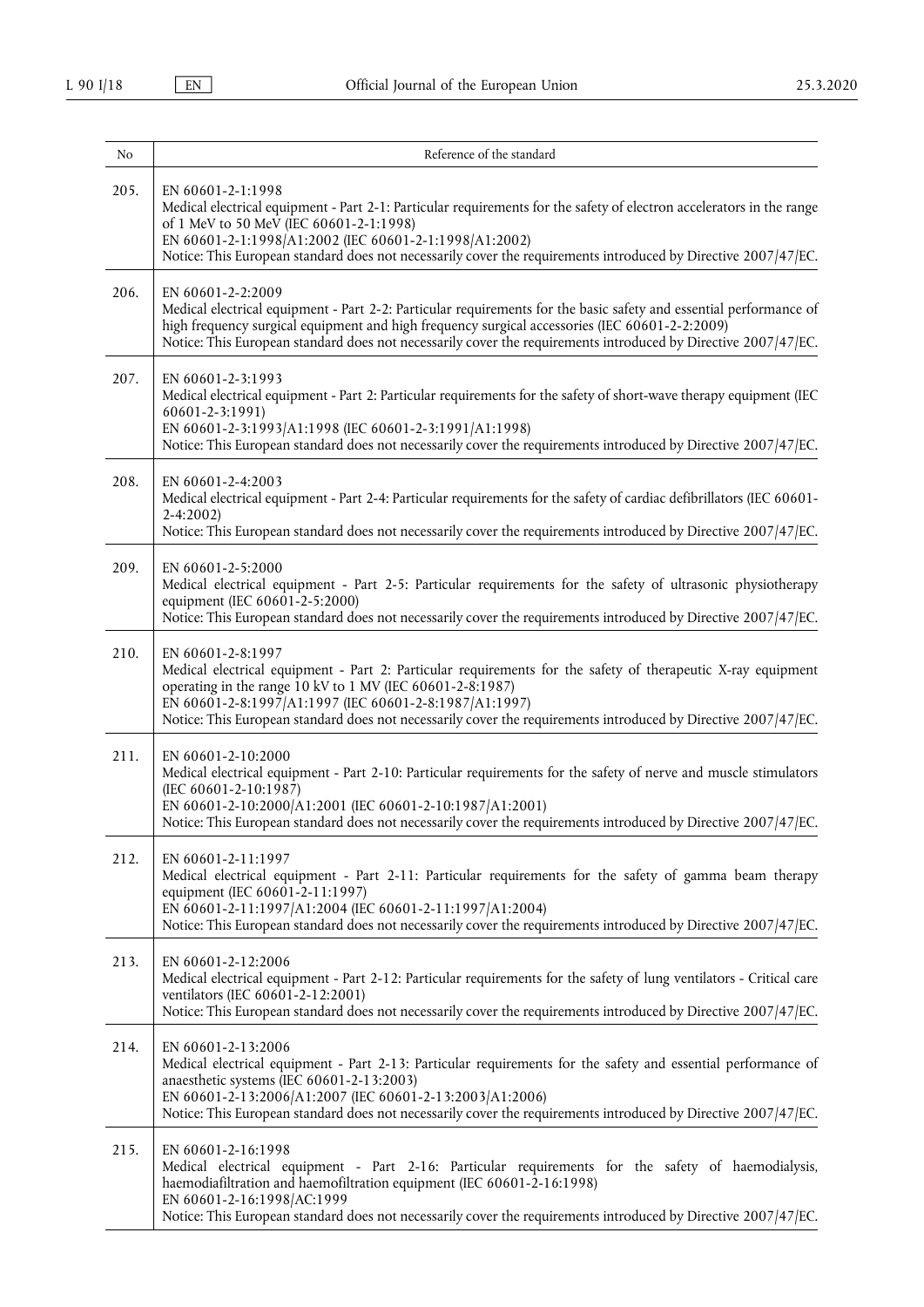| No | Reference of the standard |
| --- | --- |
| 205. | EN 60601-2-1:1998<br>Medical electrical equipment - Part 2-1: Particular requirements for the safety of electron accelerators in the range of 1 MeV to 50 MeV (IEC 60601-2-1:1998)<br>EN 60601-2-1:1998/A1:2002 (IEC 60601-2-1:1998/A1:2002)<br>Notice: This European standard does not necessarily cover the requirements introduced by Directive 2007/47/EC. |
| 206. | EN 60601-2-2:2009<br>Medical electrical equipment - Part 2-2: Particular requirements for the basic safety and essential performance of high frequency surgical equipment and high frequency surgical accessories (IEC 60601-2-2:2009)<br>Notice: This European standard does not necessarily cover the requirements introduced by Directive 2007/47/EC. |
| 207. | EN 60601-2-3:1993<br>Medical electrical equipment - Part 2: Particular requirements for the safety of short-wave therapy equipment (IEC 60601-2-3:1991)<br>EN 60601-2-3:1993/A1:1998 (IEC 60601-2-3:1991/A1:1998)<br>Notice: This European standard does not necessarily cover the requirements introduced by Directive 2007/47/EC. |
| 208. | EN 60601-2-4:2003<br>Medical electrical equipment - Part 2-4: Particular requirements for the safety of cardiac defibrillators (IEC 60601-2-4:2002)<br>Notice: This European standard does not necessarily cover the requirements introduced by Directive 2007/47/EC. |
| 209. | EN 60601-2-5:2000<br>Medical electrical equipment - Part 2-5: Particular requirements for the safety of ultrasonic physiotherapy equipment (IEC 60601-2-5:2000)<br>Notice: This European standard does not necessarily cover the requirements introduced by Directive 2007/47/EC. |
| 210. | EN 60601-2-8:1997<br>Medical electrical equipment - Part 2: Particular requirements for the safety of therapeutic X-ray equipment operating in the range 10 kV to 1 MV (IEC 60601-2-8:1987)<br>EN 60601-2-8:1997/A1:1997 (IEC 60601-2-8:1987/A1:1997)<br>Notice: This European standard does not necessarily cover the requirements introduced by Directive 2007/47/EC. |
| 211. | EN 60601-2-10:2000<br>Medical electrical equipment - Part 2-10: Particular requirements for the safety of nerve and muscle stimulators (IEC 60601-2-10:1987)<br>EN 60601-2-10:2000/A1:2001 (IEC 60601-2-10:1987/A1:2001)<br>Notice: This European standard does not necessarily cover the requirements introduced by Directive 2007/47/EC. |
| 212. | EN 60601-2-11:1997<br>Medical electrical equipment - Part 2-11: Particular requirements for the safety of gamma beam therapy equipment (IEC 60601-2-11:1997)<br>EN 60601-2-11:1997/A1:2004 (IEC 60601-2-11:1997/A1:2004)<br>Notice: This European standard does not necessarily cover the requirements introduced by Directive 2007/47/EC. |
| 213. | EN 60601-2-12:2006<br>Medical electrical equipment - Part 2-12: Particular requirements for the safety of lung ventilators - Critical care ventilators (IEC 60601-2-12:2001)<br>Notice: This European standard does not necessarily cover the requirements introduced by Directive 2007/47/EC. |
| 214. | EN 60601-2-13:2006<br>Medical electrical equipment - Part 2-13: Particular requirements for the safety and essential performance of anaesthetic systems (IEC 60601-2-13:2003)<br>EN 60601-2-13:2006/A1:2007 (IEC 60601-2-13:2003/A1:2006)<br>Notice: This European standard does not necessarily cover the requirements introduced by Directive 2007/47/EC. |
| 215. | EN 60601-2-16:1998<br>Medical electrical equipment - Part 2-16: Particular requirements for the safety of haemodialysis, haemodiafiltration and haemofiltration equipment (IEC 60601-2-16:1998)<br>EN 60601-2-16:1998/AC:1999<br>Notice: This European standard does not necessarily cover the requirements introduced by Directive 2007/47/EC. |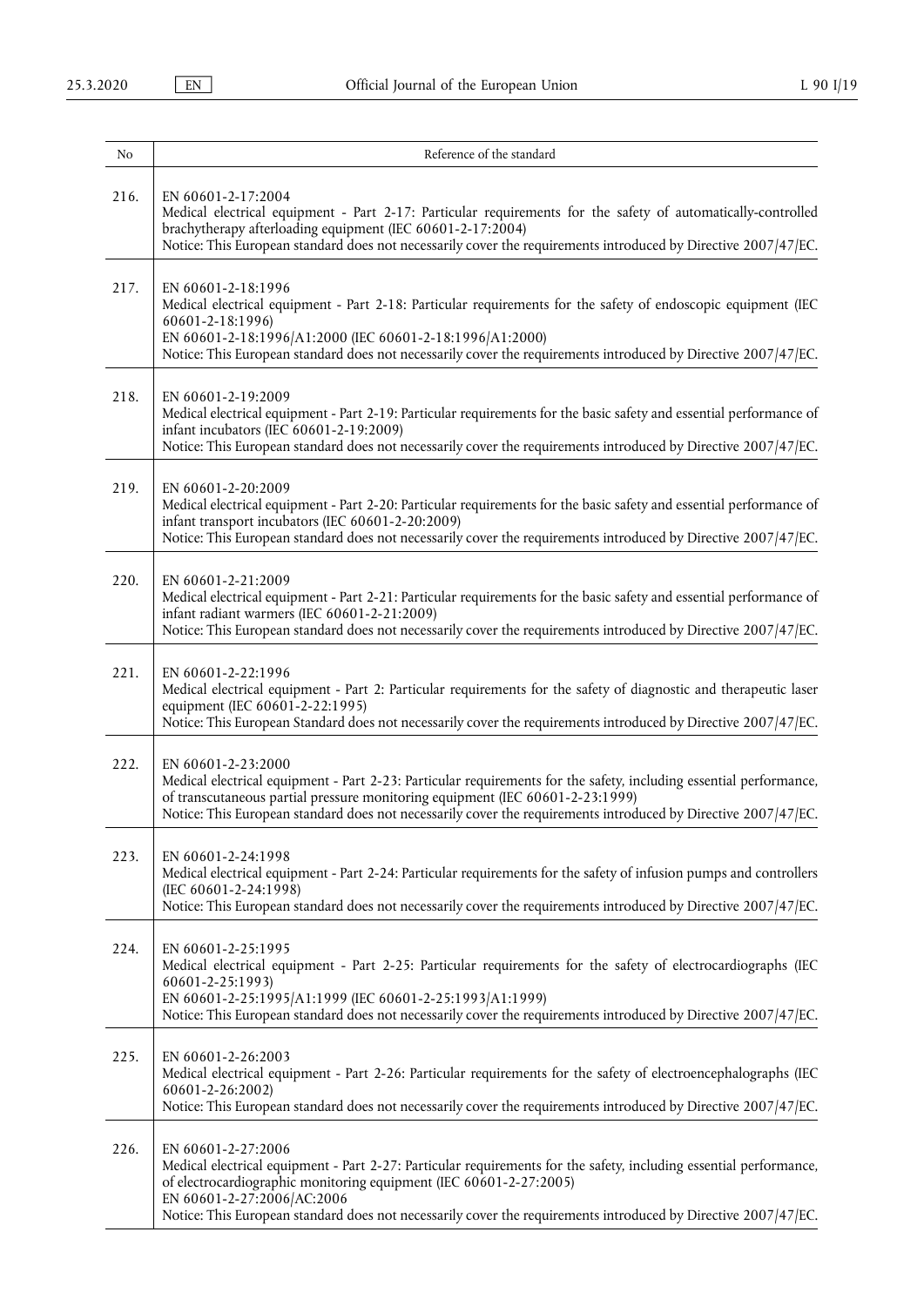| No | Reference of the standard |
| --- | --- |
| 216. | EN 60601-2-17:2004<br>Medical electrical equipment - Part 2-17: Particular requirements for the safety of automatically-controlled brachytherapy afterloading equipment (IEC 60601-2-17:2004)<br>Notice: This European standard does not necessarily cover the requirements introduced by Directive 2007/47/EC. |
| 217. | EN 60601-2-18:1996<br>Medical electrical equipment - Part 2-18: Particular requirements for the safety of endoscopic equipment (IEC 60601-2-18:1996)<br>EN 60601-2-18:1996/A1:2000 (IEC 60601-2-18:1996/A1:2000)<br>Notice: This European standard does not necessarily cover the requirements introduced by Directive 2007/47/EC. |
| 218. | EN 60601-2-19:2009<br>Medical electrical equipment - Part 2-19: Particular requirements for the basic safety and essential performance of infant incubators (IEC 60601-2-19:2009)<br>Notice: This European standard does not necessarily cover the requirements introduced by Directive 2007/47/EC. |
| 219. | EN 60601-2-20:2009<br>Medical electrical equipment - Part 2-20: Particular requirements for the basic safety and essential performance of infant transport incubators (IEC 60601-2-20:2009)<br>Notice: This European standard does not necessarily cover the requirements introduced by Directive 2007/47/EC. |
| 220. | EN 60601-2-21:2009<br>Medical electrical equipment - Part 2-21: Particular requirements for the basic safety and essential performance of infant radiant warmers (IEC 60601-2-21:2009)<br>Notice: This European standard does not necessarily cover the requirements introduced by Directive 2007/47/EC. |
| 221. | EN 60601-2-22:1996<br>Medical electrical equipment - Part 2: Particular requirements for the safety of diagnostic and therapeutic laser equipment (IEC 60601-2-22:1995)<br>Notice: This European Standard does not necessarily cover the requirements introduced by Directive 2007/47/EC. |
| 222. | EN 60601-2-23:2000<br>Medical electrical equipment - Part 2-23: Particular requirements for the safety, including essential performance, of transcutaneous partial pressure monitoring equipment (IEC 60601-2-23:1999)<br>Notice: This European standard does not necessarily cover the requirements introduced by Directive 2007/47/EC. |
| 223. | EN 60601-2-24:1998<br>Medical electrical equipment - Part 2-24: Particular requirements for the safety of infusion pumps and controllers (IEC 60601-2-24:1998)<br>Notice: This European standard does not necessarily cover the requirements introduced by Directive 2007/47/EC. |
| 224. | EN 60601-2-25:1995<br>Medical electrical equipment - Part 2-25: Particular requirements for the safety of electrocardiographs (IEC 60601-2-25:1993)<br>EN 60601-2-25:1995/A1:1999 (IEC 60601-2-25:1993/A1:1999)<br>Notice: This European standard does not necessarily cover the requirements introduced by Directive 2007/47/EC. |
| 225. | EN 60601-2-26:2003<br>Medical electrical equipment - Part 2-26: Particular requirements for the safety of electroencephalographs (IEC 60601-2-26:2002)<br>Notice: This European standard does not necessarily cover the requirements introduced by Directive 2007/47/EC. |
| 226. | EN 60601-2-27:2006<br>Medical electrical equipment - Part 2-27: Particular requirements for the safety, including essential performance, of electrocardiographic monitoring equipment (IEC 60601-2-27:2005)<br>EN 60601-2-27:2006/AC:2006<br>Notice: This European standard does not necessarily cover the requirements introduced by Directive 2007/47/EC. |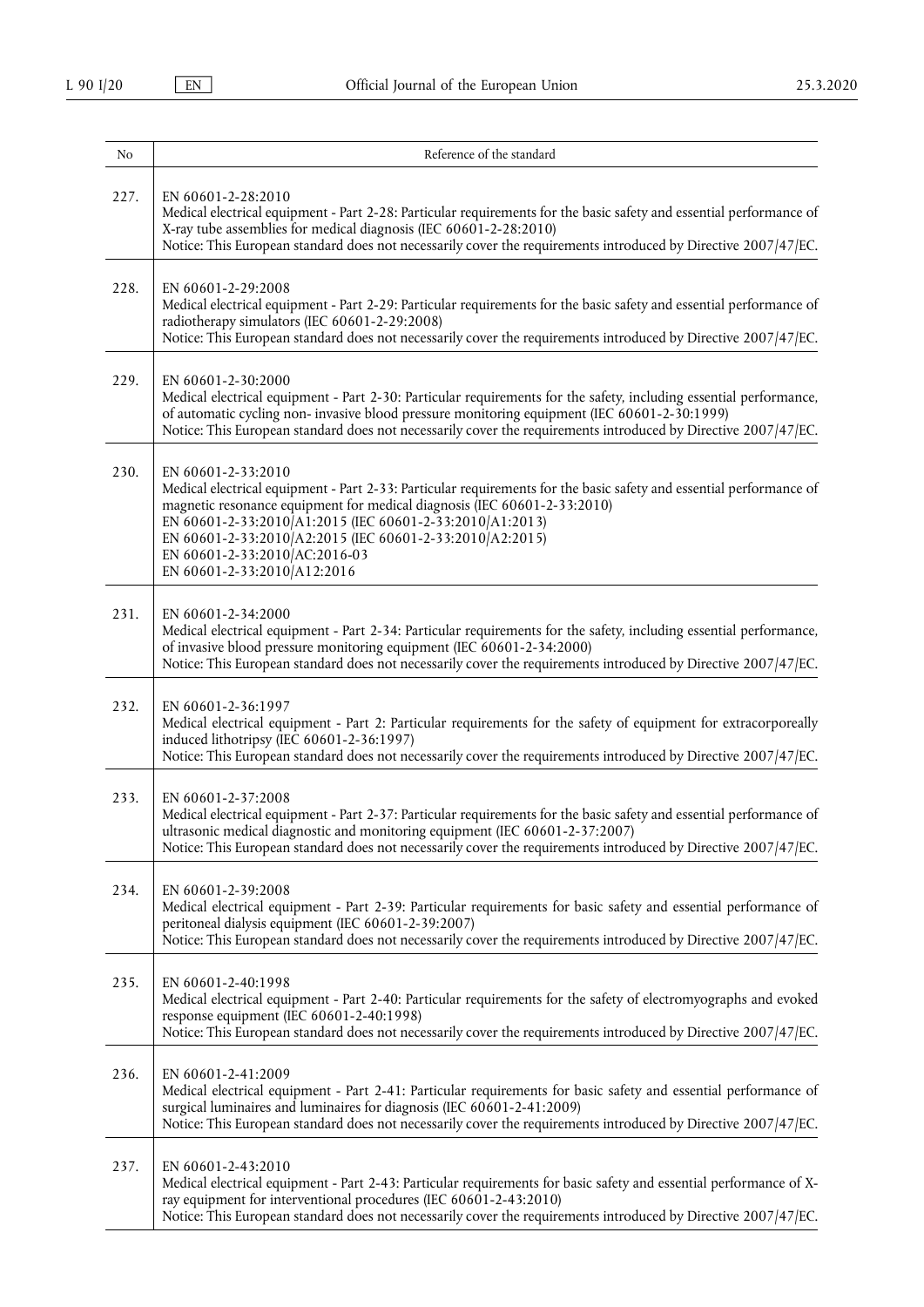| No | Reference of the standard |
|---|---|
| 227. | EN 60601-2-28:2010<br>Medical electrical equipment - Part 2-28: Particular requirements for the basic safety and essential performance of X-ray tube assemblies for medical diagnosis (IEC 60601-2-28:2010)<br>Notice: This European standard does not necessarily cover the requirements introduced by Directive 2007/47/EC. |
| 228. | EN 60601-2-29:2008<br>Medical electrical equipment - Part 2-29: Particular requirements for the basic safety and essential performance of radiotherapy simulators (IEC 60601-2-29:2008)<br>Notice: This European standard does not necessarily cover the requirements introduced by Directive 2007/47/EC. |
| 229. | EN 60601-2-30:2000<br>Medical electrical equipment - Part 2-30: Particular requirements for the safety, including essential performance, of automatic cycling non- invasive blood pressure monitoring equipment (IEC 60601-2-30:1999)<br>Notice: This European standard does not necessarily cover the requirements introduced by Directive 2007/47/EC. |
| 230. | EN 60601-2-33:2010<br>Medical electrical equipment - Part 2-33: Particular requirements for the basic safety and essential performance of magnetic resonance equipment for medical diagnosis (IEC 60601-2-33:2010)<br>EN 60601-2-33:2010/A1:2015 (IEC 60601-2-33:2010/A1:2013)<br>EN 60601-2-33:2010/A2:2015 (IEC 60601-2-33:2010/A2:2015)<br>EN 60601-2-33:2010/AC:2016-03<br>EN 60601-2-33:2010/A12:2016 |
| 231. | EN 60601-2-34:2000<br>Medical electrical equipment - Part 2-34: Particular requirements for the safety, including essential performance, of invasive blood pressure monitoring equipment (IEC 60601-2-34:2000)<br>Notice: This European standard does not necessarily cover the requirements introduced by Directive 2007/47/EC. |
| 232. | EN 60601-2-36:1997<br>Medical electrical equipment - Part 2: Particular requirements for the safety of equipment for extracorporeally induced lithotripsy (IEC 60601-2-36:1997)<br>Notice: This European standard does not necessarily cover the requirements introduced by Directive 2007/47/EC. |
| 233. | EN 60601-2-37:2008<br>Medical electrical equipment - Part 2-37: Particular requirements for the basic safety and essential performance of ultrasonic medical diagnostic and monitoring equipment (IEC 60601-2-37:2007)<br>Notice: This European standard does not necessarily cover the requirements introduced by Directive 2007/47/EC. |
| 234. | EN 60601-2-39:2008<br>Medical electrical equipment - Part 2-39: Particular requirements for basic safety and essential performance of peritoneal dialysis equipment (IEC 60601-2-39:2007)<br>Notice: This European standard does not necessarily cover the requirements introduced by Directive 2007/47/EC. |
| 235. | EN 60601-2-40:1998<br>Medical electrical equipment - Part 2-40: Particular requirements for the safety of electromyographs and evoked response equipment (IEC 60601-2-40:1998)<br>Notice: This European standard does not necessarily cover the requirements introduced by Directive 2007/47/EC. |
| 236. | EN 60601-2-41:2009<br>Medical electrical equipment - Part 2-41: Particular requirements for basic safety and essential performance of surgical luminaires and luminaires for diagnosis (IEC 60601-2-41:2009)<br>Notice: This European standard does not necessarily cover the requirements introduced by Directive 2007/47/EC. |
| 237. | EN 60601-2-43:2010<br>Medical electrical equipment - Part 2-43: Particular requirements for basic safety and essential performance of X-ray equipment for interventional procedures (IEC 60601-2-43:2010)<br>Notice: This European standard does not necessarily cover the requirements introduced by Directive 2007/47/EC. |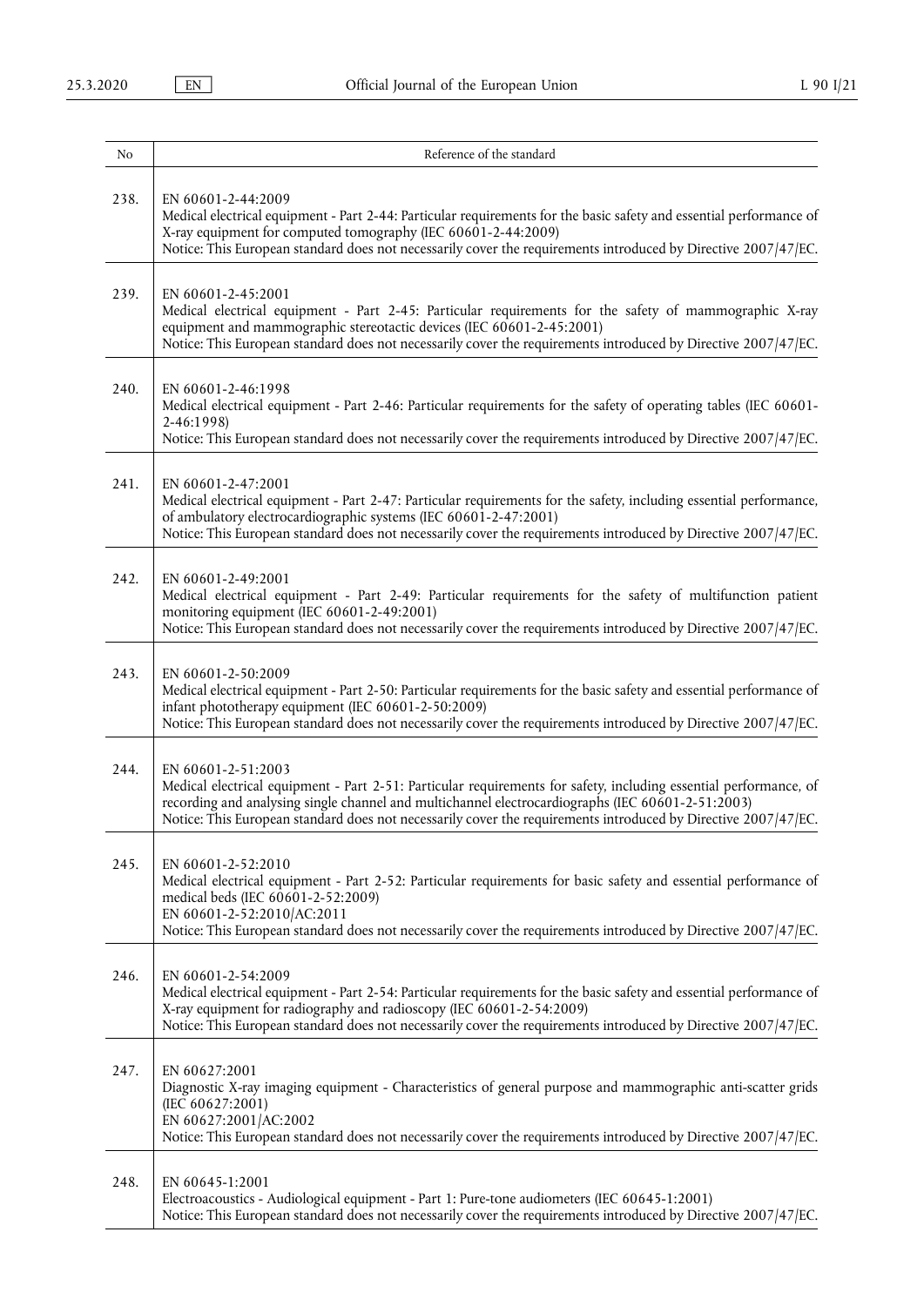| No | Reference of the standard |
|---|---|
| 238. | EN 60601-2-44:2009<br>Medical electrical equipment - Part 2-44: Particular requirements for the basic safety and essential performance of X-ray equipment for computed tomography (IEC 60601-2-44:2009)<br>Notice: This European standard does not necessarily cover the requirements introduced by Directive 2007/47/EC. |
| 239. | EN 60601-2-45:2001<br>Medical electrical equipment - Part 2-45: Particular requirements for the safety of mammographic X-ray equipment and mammographic stereotactic devices (IEC 60601-2-45:2001)<br>Notice: This European standard does not necessarily cover the requirements introduced by Directive 2007/47/EC. |
| 240. | EN 60601-2-46:1998<br>Medical electrical equipment - Part 2-46: Particular requirements for the safety of operating tables (IEC 60601-2-46:1998)<br>Notice: This European standard does not necessarily cover the requirements introduced by Directive 2007/47/EC. |
| 241. | EN 60601-2-47:2001<br>Medical electrical equipment - Part 2-47: Particular requirements for the safety, including essential performance, of ambulatory electrocardiographic systems (IEC 60601-2-47:2001)<br>Notice: This European standard does not necessarily cover the requirements introduced by Directive 2007/47/EC. |
| 242. | EN 60601-2-49:2001<br>Medical electrical equipment - Part 2-49: Particular requirements for the safety of multifunction patient monitoring equipment (IEC 60601-2-49:2001)<br>Notice: This European standard does not necessarily cover the requirements introduced by Directive 2007/47/EC. |
| 243. | EN 60601-2-50:2009<br>Medical electrical equipment - Part 2-50: Particular requirements for the basic safety and essential performance of infant phototherapy equipment (IEC 60601-2-50:2009)<br>Notice: This European standard does not necessarily cover the requirements introduced by Directive 2007/47/EC. |
| 244. | EN 60601-2-51:2003<br>Medical electrical equipment - Part 2-51: Particular requirements for safety, including essential performance, of recording and analysing single channel and multichannel electrocardiographs (IEC 60601-2-51:2003)<br>Notice: This European standard does not necessarily cover the requirements introduced by Directive 2007/47/EC. |
| 245. | EN 60601-2-52:2010<br>Medical electrical equipment - Part 2-52: Particular requirements for basic safety and essential performance of medical beds (IEC 60601-2-52:2009)<br>EN 60601-2-52:2010/AC:2011<br>Notice: This European standard does not necessarily cover the requirements introduced by Directive 2007/47/EC. |
| 246. | EN 60601-2-54:2009<br>Medical electrical equipment - Part 2-54: Particular requirements for the basic safety and essential performance of X-ray equipment for radiography and radioscopy (IEC 60601-2-54:2009)<br>Notice: This European standard does not necessarily cover the requirements introduced by Directive 2007/47/EC. |
| 247. | EN 60627:2001<br>Diagnostic X-ray imaging equipment - Characteristics of general purpose and mammographic anti-scatter grids (IEC 60627:2001)<br>EN 60627:2001/AC:2002<br>Notice: This European standard does not necessarily cover the requirements introduced by Directive 2007/47/EC. |
| 248. | EN 60645-1:2001<br>Electroacoustics - Audiological equipment - Part 1: Pure-tone audiometers (IEC 60645-1:2001)<br>Notice: This European standard does not necessarily cover the requirements introduced by Directive 2007/47/EC. |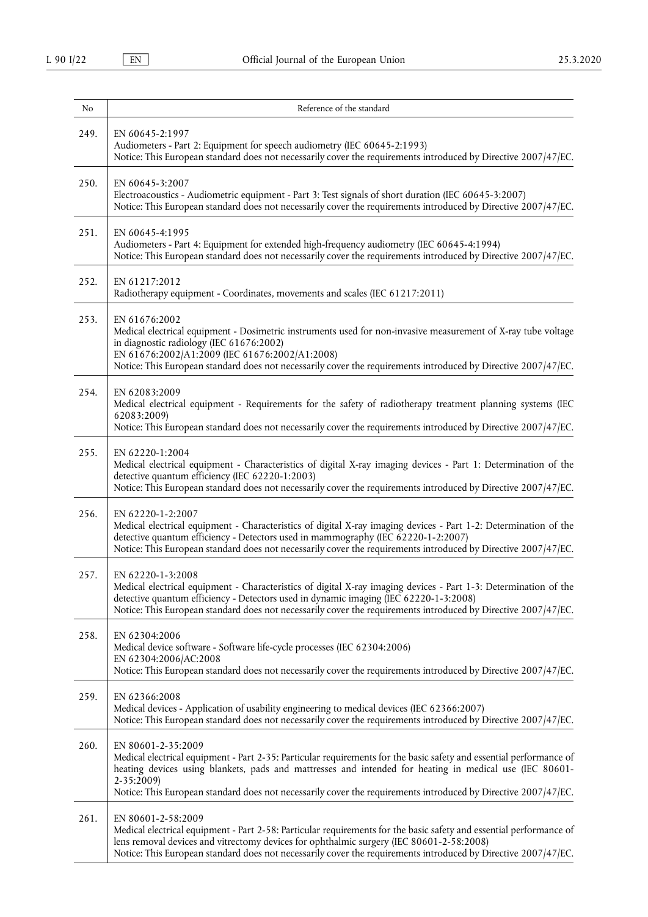| No | Reference of the standard |
|---|---|
| 249. | EN 60645-2:1997<br>Audiometers - Part 2: Equipment for speech audiometry (IEC 60645-2:1993)<br>Notice: This European standard does not necessarily cover the requirements introduced by Directive 2007/47/EC. |
| 250. | EN 60645-3:2007<br>Electroacoustics - Audiometric equipment - Part 3: Test signals of short duration (IEC 60645-3:2007)<br>Notice: This European standard does not necessarily cover the requirements introduced by Directive 2007/47/EC. |
| 251. | EN 60645-4:1995<br>Audiometers - Part 4: Equipment for extended high-frequency audiometry (IEC 60645-4:1994)<br>Notice: This European standard does not necessarily cover the requirements introduced by Directive 2007/47/EC. |
| 252. | EN 61217:2012<br>Radiotherapy equipment - Coordinates, movements and scales (IEC 61217:2011) |
| 253. | EN 61676:2002<br>Medical electrical equipment - Dosimetric instruments used for non-invasive measurement of X-ray tube voltage in diagnostic radiology (IEC 61676:2002)<br>EN 61676:2002/A1:2009 (IEC 61676:2002/A1:2008)<br>Notice: This European standard does not necessarily cover the requirements introduced by Directive 2007/47/EC. |
| 254. | EN 62083:2009<br>Medical electrical equipment - Requirements for the safety of radiotherapy treatment planning systems (IEC 62083:2009)<br>Notice: This European standard does not necessarily cover the requirements introduced by Directive 2007/47/EC. |
| 255. | EN 62220-1:2004<br>Medical electrical equipment - Characteristics of digital X-ray imaging devices - Part 1: Determination of the detective quantum efficiency (IEC 62220-1:2003)<br>Notice: This European standard does not necessarily cover the requirements introduced by Directive 2007/47/EC. |
| 256. | EN 62220-1-2:2007<br>Medical electrical equipment - Characteristics of digital X-ray imaging devices - Part 1-2: Determination of the detective quantum efficiency - Detectors used in mammography (IEC 62220-1-2:2007)<br>Notice: This European standard does not necessarily cover the requirements introduced by Directive 2007/47/EC. |
| 257. | EN 62220-1-3:2008<br>Medical electrical equipment - Characteristics of digital X-ray imaging devices - Part 1-3: Determination of the detective quantum efficiency - Detectors used in dynamic imaging (IEC 62220-1-3:2008)<br>Notice: This European standard does not necessarily cover the requirements introduced by Directive 2007/47/EC. |
| 258. | EN 62304:2006<br>Medical device software - Software life-cycle processes (IEC 62304:2006)<br>EN 62304:2006/AC:2008<br>Notice: This European standard does not necessarily cover the requirements introduced by Directive 2007/47/EC. |
| 259. | EN 62366:2008<br>Medical devices - Application of usability engineering to medical devices (IEC 62366:2007)<br>Notice: This European standard does not necessarily cover the requirements introduced by Directive 2007/47/EC. |
| 260. | EN 80601-2-35:2009<br>Medical electrical equipment - Part 2-35: Particular requirements for the basic safety and essential performance of heating devices using blankets, pads and mattresses and intended for heating in medical use (IEC 80601-2-35:2009)<br>Notice: This European standard does not necessarily cover the requirements introduced by Directive 2007/47/EC. |
| 261. | EN 80601-2-58:2009<br>Medical electrical equipment - Part 2-58: Particular requirements for the basic safety and essential performance of lens removal devices and vitrectomy devices for ophthalmic surgery (IEC 80601-2-58:2008)<br>Notice: This European standard does not necessarily cover the requirements introduced by Directive 2007/47/EC. |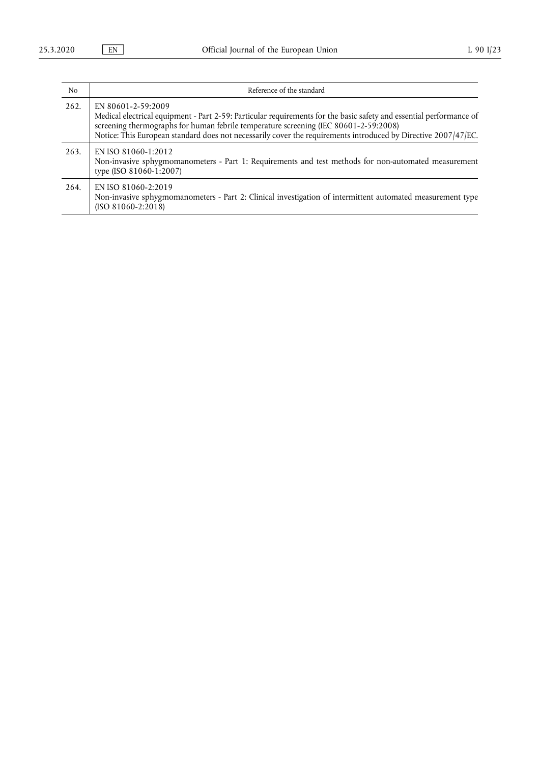| No | Reference of the standard |
|---|---|
| 262. | EN 80601-2-59:2009<br>Medical electrical equipment - Part 2-59: Particular requirements for the basic safety and essential performance of screening thermographs for human febrile temperature screening (IEC 80601-2-59:2008)<br>Notice: This European standard does not necessarily cover the requirements introduced by Directive 2007/47/EC. |
| 263. | EN ISO 81060-1:2012<br>Non-invasive sphygmomanometers - Part 1: Requirements and test methods for non-automated measurement type (ISO 81060-1:2007) |
| 264. | EN ISO 81060-2:2019<br>Non-invasive sphygmomanometers - Part 2: Clinical investigation of intermittent automated measurement type (ISO 81060-2:2018) |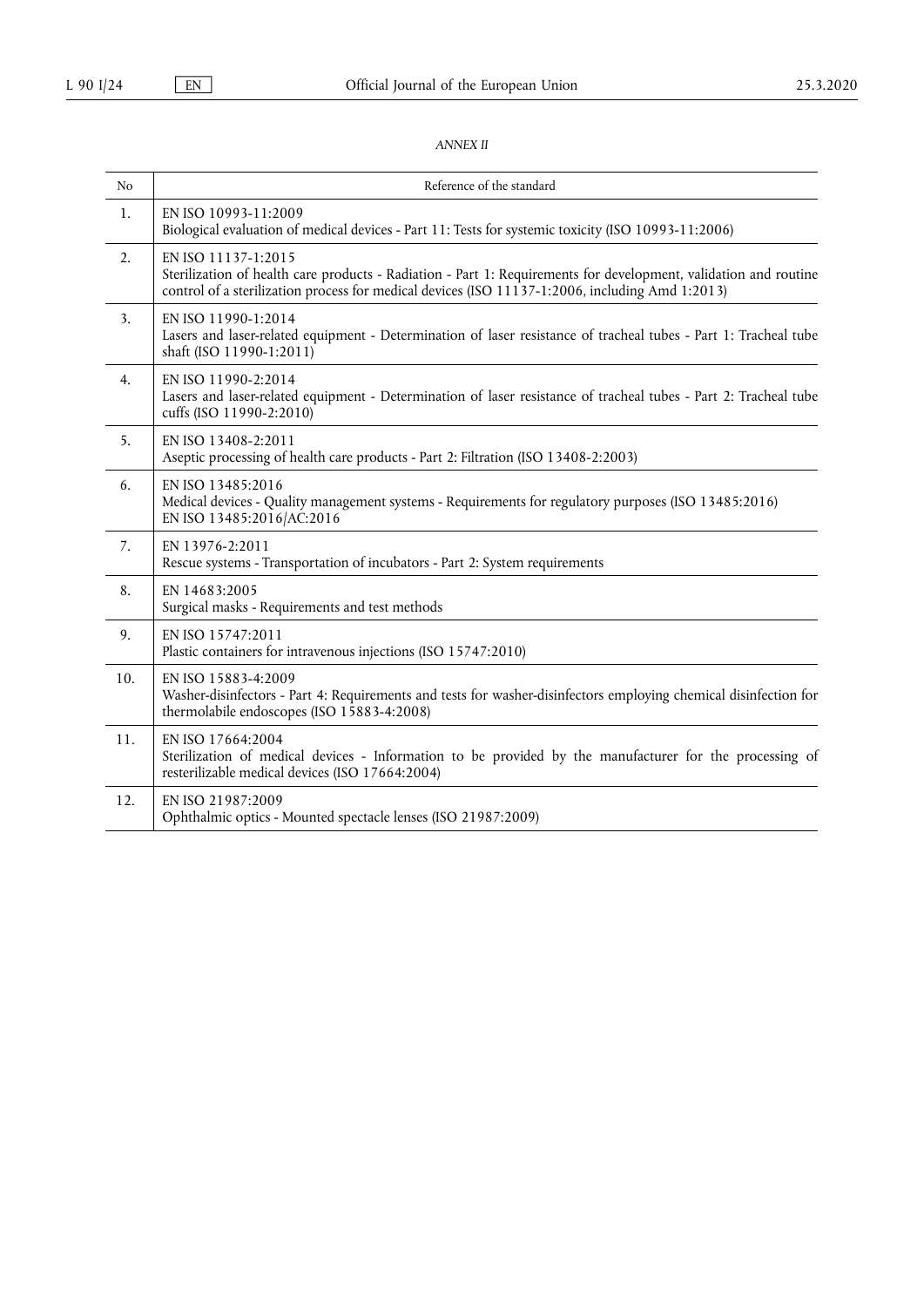*ANNEX II*

| No | Reference of the standard |
|---|---|
| 1. | EN ISO 10993-11:2009<br>Biological evaluation of medical devices - Part 11: Tests for systemic toxicity (ISO 10993-11:2006) |
| 2. | EN ISO 11137-1:2015<br>Sterilization of health care products - Radiation - Part 1: Requirements for development, validation and routine control of a sterilization process for medical devices (ISO 11137-1:2006, including Amd 1:2013) |
| 3. | EN ISO 11990-1:2014<br>Lasers and laser-related equipment - Determination of laser resistance of tracheal tubes - Part 1: Tracheal tube shaft (ISO 11990-1:2011) |
| 4. | EN ISO 11990-2:2014<br>Lasers and laser-related equipment - Determination of laser resistance of tracheal tubes - Part 2: Tracheal tube cuffs (ISO 11990-2:2010) |
| 5. | EN ISO 13408-2:2011<br>Aseptic processing of health care products - Part 2: Filtration (ISO 13408-2:2003) |
| 6. | EN ISO 13485:2016<br>Medical devices - Quality management systems - Requirements for regulatory purposes (ISO 13485:2016)<br>EN ISO 13485:2016/AC:2016 |
| 7. | EN 13976-2:2011<br>Rescue systems - Transportation of incubators - Part 2: System requirements |
| 8. | EN 14683:2005<br>Surgical masks - Requirements and test methods |
| 9. | EN ISO 15747:2011<br>Plastic containers for intravenous injections (ISO 15747:2010) |
| 10. | EN ISO 15883-4:2009<br>Washer-disinfectors - Part 4: Requirements and tests for washer-disinfectors employing chemical disinfection for thermolabile endoscopes (ISO 15883-4:2008) |
| 11. | EN ISO 17664:2004<br>Sterilization of medical devices - Information to be provided by the manufacturer for the processing of resterilizable medical devices (ISO 17664:2004) |
| 12. | EN ISO 21987:2009<br>Ophthalmic optics - Mounted spectacle lenses (ISO 21987:2009) |